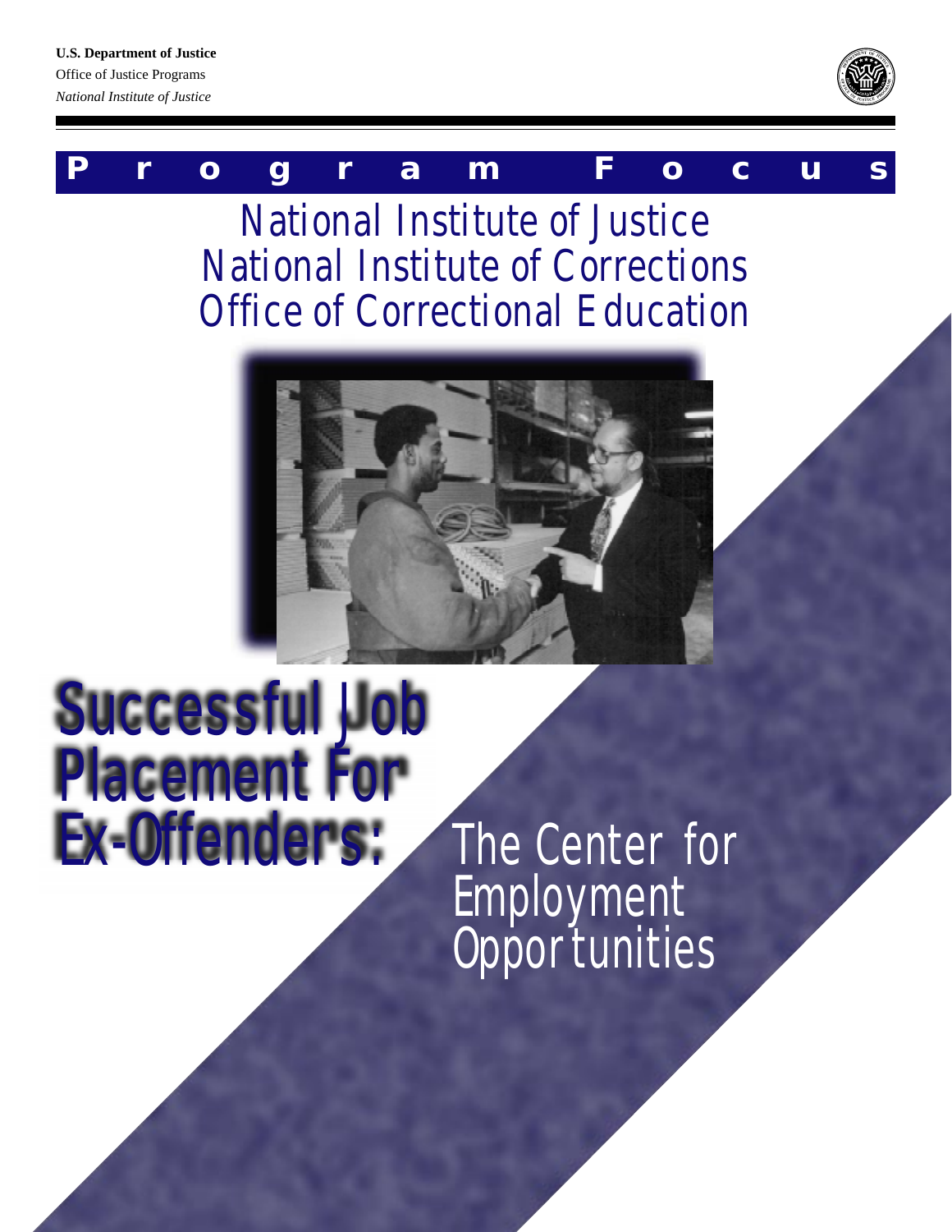**U.S. Department of Justice**
Office of Justice Programs
*National Institute of Justice*

**Program Focus**

National Institute of Justice
National Institute of Corrections
Office of Correctional Education

# Successful Job Placement For Ex-Offenders: The Center for Employment Opportunities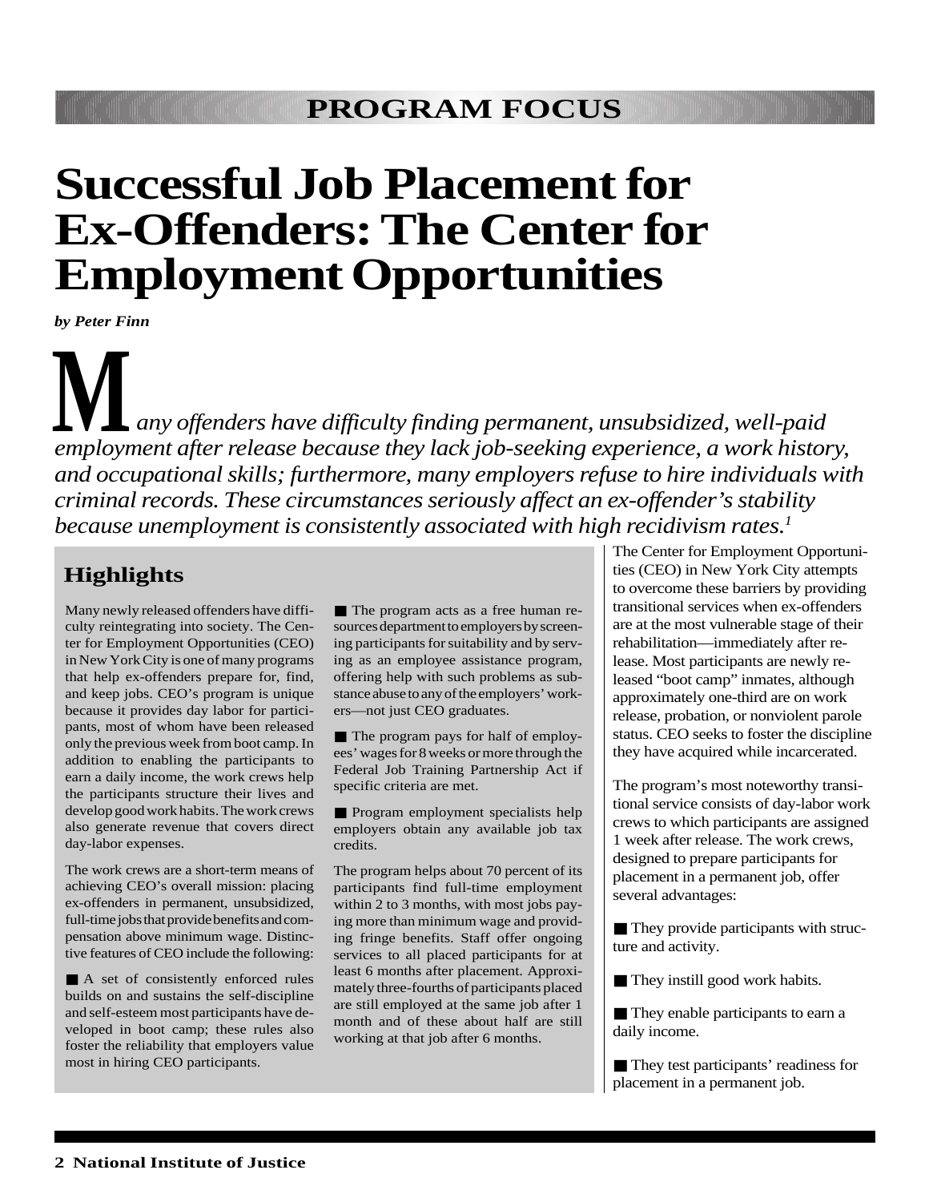PROGRAM FOCUS

# Successful Job Placement for Ex-Offenders: The Center for Employment Opportunities

***by Peter Finn***

*Many offenders have difficulty finding permanent, unsubsidized, well-paid employment after release because they lack job-seeking experience, a work history, and occupational skills; furthermore, many employers refuse to hire individuals with criminal records. These circumstances seriously affect an ex-offender's stability because unemployment is consistently associated with high recidivism rates.*[1]

## Highlights

Many newly released offenders have difficulty reintegrating into society. The Center for Employment Opportunities (CEO) in New York City is one of many programs that help ex-offenders prepare for, find, and keep jobs. CEO's program is unique because it provides day labor for participants, most of whom have been released only the previous week from boot camp. In addition to enabling the participants to earn a daily income, the work crews help the participants structure their lives and develop good work habits. The work crews also generate revenue that covers direct day-labor expenses.

The work crews are a short-term means of achieving CEO's overall mission: placing ex-offenders in permanent, unsubsidized, full-time jobs that provide benefits and compensation above minimum wage. Distinctive features of CEO include the following:

- A set of consistently enforced rules builds on and sustains the self-discipline and self-esteem most participants have developed in boot camp; these rules also foster the reliability that employers value most in hiring CEO participants.
- The program acts as a free human resources department to employers by screening participants for suitability and by serving as an employee assistance program, offering help with such problems as substance abuse to any of the employers' workers—not just CEO graduates.
- The program pays for half of employees' wages for 8 weeks or more through the Federal Job Training Partnership Act if specific criteria are met.
- Program employment specialists help employers obtain any available job tax credits.

The program helps about 70 percent of its participants find full-time employment within 2 to 3 months, with most jobs paying more than minimum wage and providing fringe benefits. Staff offer ongoing services to all placed participants for at least 6 months after placement. Approximately three-fourths of participants placed are still employed at the same job after 1 month and of these about half are still working at that job after 6 months.

The Center for Employment Opportunities (CEO) in New York City attempts to overcome these barriers by providing transitional services when ex-offenders are at the most vulnerable stage of their rehabilitation—immediately after release. Most participants are newly released "boot camp" inmates, although approximately one-third are on work release, probation, or nonviolent parole status. CEO seeks to foster the discipline they have acquired while incarcerated.

The program's most noteworthy transitional service consists of day-labor work crews to which participants are assigned 1 week after release. The work crews, designed to prepare participants for placement in a permanent job, offer several advantages:

- They provide participants with structure and activity.
- They instill good work habits.
- They enable participants to earn a daily income.
- They test participants' readiness for placement in a permanent job.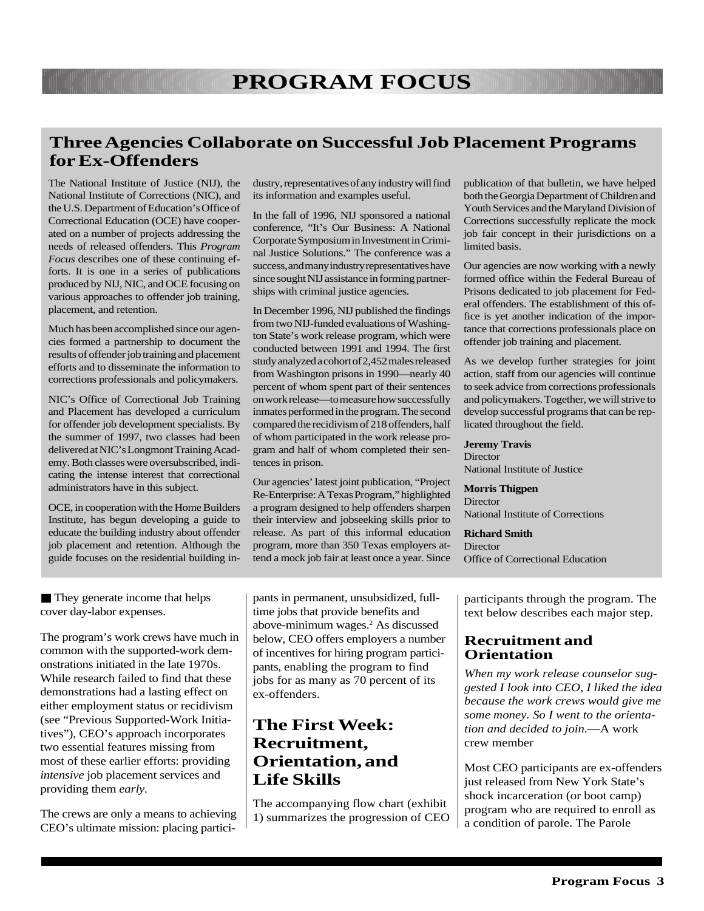# PROGRAM FOCUS

## Three Agencies Collaborate on Successful Job Placement Programs for Ex-Offenders

The National Institute of Justice (NIJ), the National Institute of Corrections (NIC), and the U.S. Department of Education's Office of Correctional Education (OCE) have cooperated on a number of projects addressing the needs of released offenders. This *Program Focus* describes one of these continuing efforts. It is one in a series of publications produced by NIJ, NIC, and OCE focusing on various approaches to offender job training, placement, and retention.

Much has been accomplished since our agencies formed a partnership to document the results of offender job training and placement efforts and to disseminate the information to corrections professionals and policymakers.

NIC's Office of Correctional Job Training and Placement has developed a curriculum for offender job development specialists. By the summer of 1997, two classes had been delivered at NIC's Longmont Training Academy. Both classes were oversubscribed, indicating the intense interest that correctional administrators have in this subject.

OCE, in cooperation with the Home Builders Institute, has begun developing a guide to educate the building industry about offender job placement and retention. Although the guide focuses on the residential building industry, representatives of any industry will find its information and examples useful.

In the fall of 1996, NIJ sponsored a national conference, "It's Our Business: A National Corporate Symposium in Investment in Criminal Justice Solutions." The conference was a success, and many industry representatives have since sought NIJ assistance in forming partnerships with criminal justice agencies.

In December 1996, NIJ published the findings from two NIJ-funded evaluations of Washington State's work release program, which were conducted between 1991 and 1994. The first study analyzed a cohort of 2,452 males released from Washington prisons in 1990—nearly 40 percent of whom spent part of their sentences on work release—to measure how successfully inmates performed in the program. The second compared the recidivism of 218 offenders, half of whom participated in the work release program and half of whom completed their sentences in prison.

Our agencies' latest joint publication, "Project Re-Enterprise: A Texas Program," highlighted a program designed to help offenders sharpen their interview and jobseeking skills prior to release. As part of this informal education program, more than 350 Texas employers attend a mock job fair at least once a year. Since publication of that bulletin, we have helped both the Georgia Department of Children and Youth Services and the Maryland Division of Corrections successfully replicate the mock job fair concept in their jurisdictions on a limited basis.

Our agencies are now working with a newly formed office within the Federal Bureau of Prisons dedicated to job placement for Federal offenders. The establishment of this office is yet another indication of the importance that corrections professionals place on offender job training and placement.

As we develop further strategies for joint action, staff from our agencies will continue to seek advice from corrections professionals and policymakers. Together, we will strive to develop successful programs that can be replicated throughout the field.

**Jeremy Travis**
Director
National Institute of Justice

**Morris Thigpen**
Director
National Institute of Corrections

**Richard Smith**
Director
Office of Correctional Education

---

- They generate income that helps cover day-labor expenses.

The program's work crews have much in common with the supported-work demonstrations initiated in the late 1970s. While research failed to find that these demonstrations had a lasting effect on either employment status or recidivism (see "Previous Supported-Work Initiatives"), CEO's approach incorporates two essential features missing from most of these earlier efforts: providing *intensive* job placement services and providing them *early*.

The crews are only a means to achieving CEO's ultimate mission: placing participants in permanent, unsubsidized, full-time jobs that provide benefits and above-minimum wages.[2] As discussed below, CEO offers employers a number of incentives for hiring program participants, enabling the program to find jobs for as many as 70 percent of its ex-offenders.

## The First Week: Recruitment, Orientation, and Life Skills

The accompanying flow chart (exhibit 1) summarizes the progression of CEO participants through the program. The text below describes each major step.

### Recruitment and Orientation

*When my work release counselor suggested I look into CEO, I liked the idea because the work crews would give me some money. So I went to the orientation and decided to join.*—A work crew member

Most CEO participants are ex-offenders just released from New York State's shock incarceration (or boot camp) program who are required to enroll as a condition of parole. The Parole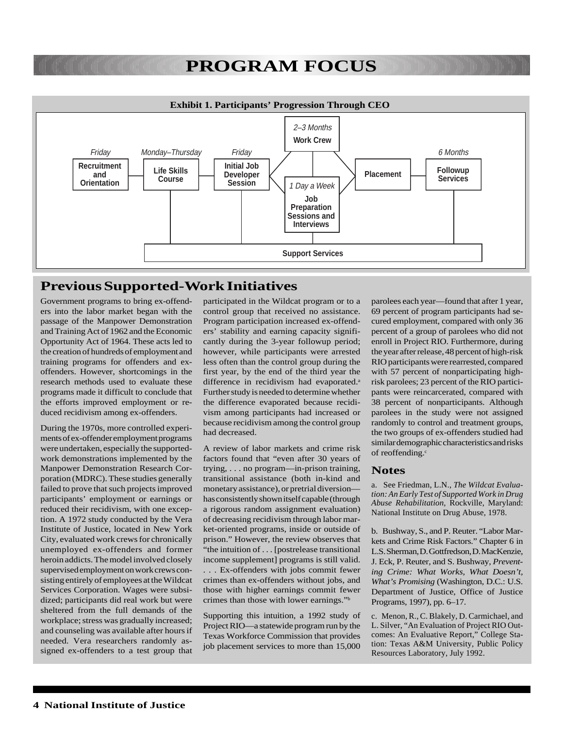# PROGRAM FOCUS

**Exhibit 1. Participants' Progression Through CEO**

- *Friday* — **Recruitment and Orientation**
- *Monday–Thursday* — **Life Skills Course**
- *Friday* — **Initial Job Developer Session**
- *2–3 Months* — **Work Crew**
- *1 Day a Week* — **Job Preparation Sessions and Interviews**
- **Placement**
- *6 Months* — **Followup Services**
- **Support Services**

## Previous Supported-Work Initiatives

Government programs to bring ex-offenders into the labor market began with the passage of the Manpower Demonstration and Training Act of 1962 and the Economic Opportunity Act of 1964. These acts led to the creation of hundreds of employment and training programs for offenders and ex-offenders. However, shortcomings in the research methods used to evaluate these programs made it difficult to conclude that the efforts improved employment or reduced recidivism among ex-offenders.

During the 1970s, more controlled experiments of ex-offender employment programs were undertaken, especially the supported-work demonstrations implemented by the Manpower Demonstration Research Corporation (MDRC). These studies generally failed to prove that such projects improved participants' employment or earnings or reduced their recidivism, with one exception. A 1972 study conducted by the Vera Institute of Justice, located in New York City, evaluated work crews for chronically unemployed ex-offenders and former heroin addicts. The model involved closely supervised employment on work crews consisting entirely of employees at the Wildcat Services Corporation. Wages were subsidized; participants did real work but were sheltered from the full demands of the workplace; stress was gradually increased; and counseling was available after hours if needed. Vera researchers randomly assigned ex-offenders to a test group that participated in the Wildcat program or to a control group that received no assistance. Program participation increased ex-offenders' stability and earning capacity significantly during the 3-year followup period; however, while participants were arrested less often than the control group during the first year, by the end of the third year the difference in recidivism had evaporated.[a] Further study is needed to determine whether the difference evaporated because recidivism among participants had increased or because recidivism among the control group had decreased.

A review of labor markets and crime risk factors found that "even after 30 years of trying, . . . no program—in-prison training, transitional assistance (both in-kind and monetary assistance), or pretrial diversion—has consistently shown itself capable (through a rigorous random assignment evaluation) of decreasing recidivism through labor market-oriented programs, inside or outside of prison." However, the review observes that "the intuition of . . . [postrelease transitional income supplement] programs is still valid. . . . Ex-offenders with jobs commit fewer crimes than ex-offenders without jobs, and those with higher earnings commit fewer crimes than those with lower earnings."[b]

Supporting this intuition, a 1992 study of Project RIO—a statewide program run by the Texas Workforce Commission that provides job placement services to more than 15,000 parolees each year—found that after 1 year, 69 percent of program participants had secured employment, compared with only 36 percent of a group of parolees who did not enroll in Project RIO. Furthermore, during the year after release, 48 percent of high-risk RIO participants were rearrested, compared with 57 percent of nonparticipating high-risk parolees; 23 percent of the RIO participants were reincarcerated, compared with 38 percent of nonparticipants. Although parolees in the study were not assigned randomly to control and treatment groups, the two groups of ex-offenders studied had similar demographic characteristics and risks of reoffending.[c]

### Notes

a. See Friedman, L.N., *The Wildcat Evaluation: An Early Test of Supported Work in Drug Abuse Rehabilitation*, Rockville, Maryland: National Institute on Drug Abuse, 1978.

b. Bushway, S., and P. Reuter. "Labor Markets and Crime Risk Factors." Chapter 6 in L.S. Sherman, D. Gottfredson, D. MacKenzie, J. Eck, P. Reuter, and S. Bushway, *Preventing Crime: What Works, What Doesn't, What's Promising* (Washington, D.C.: U.S. Department of Justice, Office of Justice Programs, 1997), pp. 6–17.

c. Menon, R., C. Blakely, D. Carmichael, and L. Silver, "An Evaluation of Project RIO Outcomes: An Evaluative Report," College Station: Texas A&M University, Public Policy Resources Laboratory, July 1992.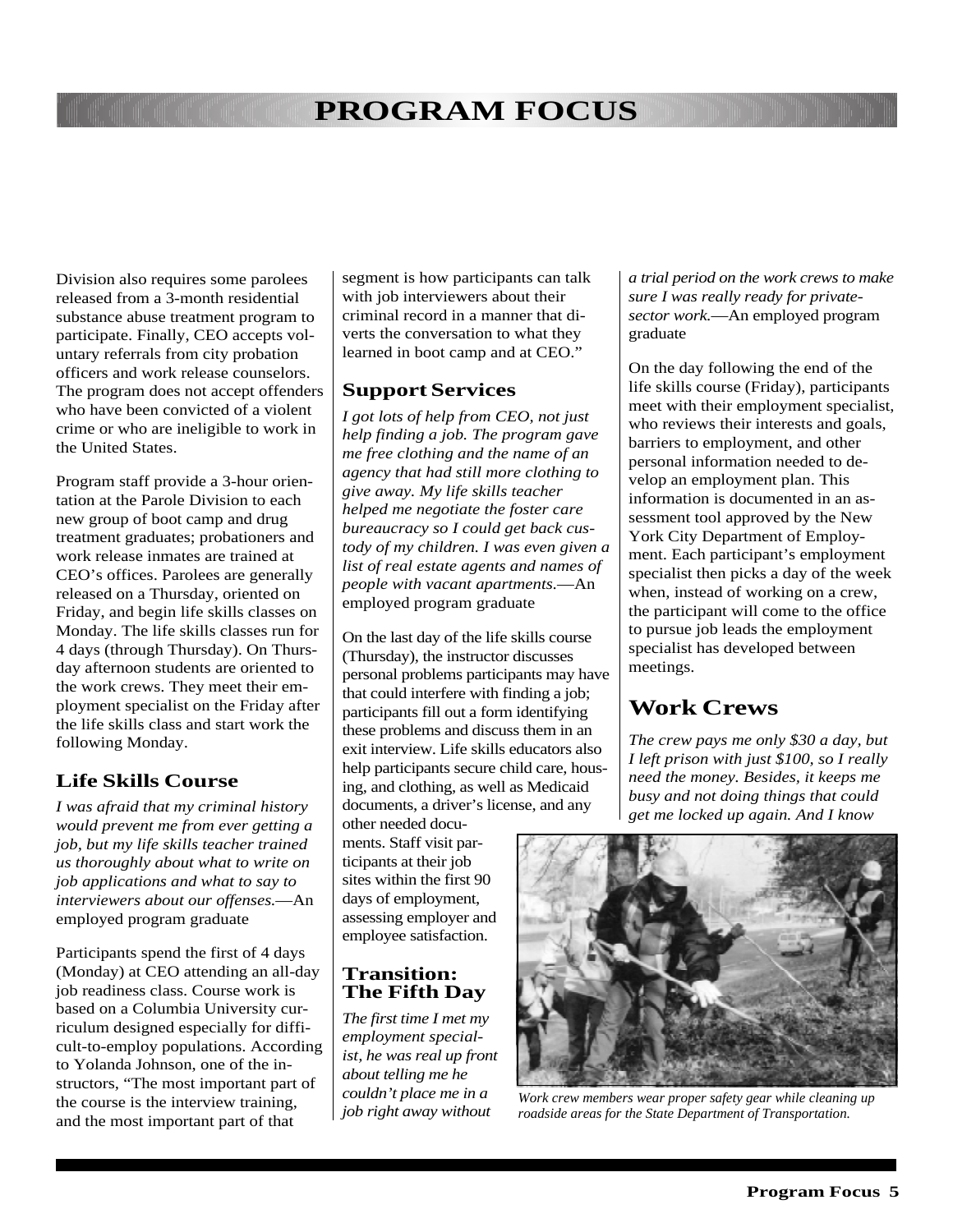# PROGRAM FOCUS

Division also requires some parolees released from a 3-month residential substance abuse treatment program to participate. Finally, CEO accepts voluntary referrals from city probation officers and work release counselors. The program does not accept offenders who have been convicted of a violent crime or who are ineligible to work in the United States.

Program staff provide a 3-hour orientation at the Parole Division to each new group of boot camp and drug treatment graduates; probationers and work release inmates are trained at CEO's offices. Parolees are generally released on a Thursday, oriented on Friday, and begin life skills classes on Monday. The life skills classes run for 4 days (through Thursday). On Thursday afternoon students are oriented to the work crews. They meet their employment specialist on the Friday after the life skills class and start work the following Monday.

## Life Skills Course

*I was afraid that my criminal history would prevent me from ever getting a job, but my life skills teacher trained us thoroughly about what to write on job applications and what to say to interviewers about our offenses.*—An employed program graduate

Participants spend the first of 4 days (Monday) at CEO attending an all-day job readiness class. Course work is based on a Columbia University curriculum designed especially for difficult-to-employ populations. According to Yolanda Johnson, one of the instructors, "The most important part of the course is the interview training, and the most important part of that segment is how participants can talk with job interviewers about their criminal record in a manner that diverts the conversation to what they learned in boot camp and at CEO."

## Support Services

*I got lots of help from CEO, not just help finding a job. The program gave me free clothing and the name of an agency that had still more clothing to give away. My life skills teacher helped me negotiate the foster care bureaucracy so I could get back custody of my children. I was even given a list of real estate agents and names of people with vacant apartments.*—An employed program graduate

On the last day of the life skills course (Thursday), the instructor discusses personal problems participants may have that could interfere with finding a job; participants fill out a form identifying these problems and discuss them in an exit interview. Life skills educators also help participants secure child care, housing, and clothing, as well as Medicaid documents, a driver's license, and any other needed documents. Staff visit participants at their job sites within the first 90 days of employment, assessing employer and employee satisfaction.

## Transition: The Fifth Day

*The first time I met my employment specialist, he was real up front about telling me he couldn't place me in a job right away without a trial period on the work crews to make sure I was really ready for private-sector work.*—An employed program graduate

On the day following the end of the life skills course (Friday), participants meet with their employment specialist, who reviews their interests and goals, barriers to employment, and other personal information needed to develop an employment plan. This information is documented in an assessment tool approved by the New York City Department of Employment. Each participant's employment specialist then picks a day of the week when, instead of working on a crew, the participant will come to the office to pursue job leads the employment specialist has developed between meetings.

## Work Crews

*The crew pays me only $30 a day, but I left prison with just $100, so I really need the money. Besides, it keeps me busy and not doing things that could get me locked up again. And I know*

*Work crew members wear proper safety gear while cleaning up roadside areas for the State Department of Transportation.*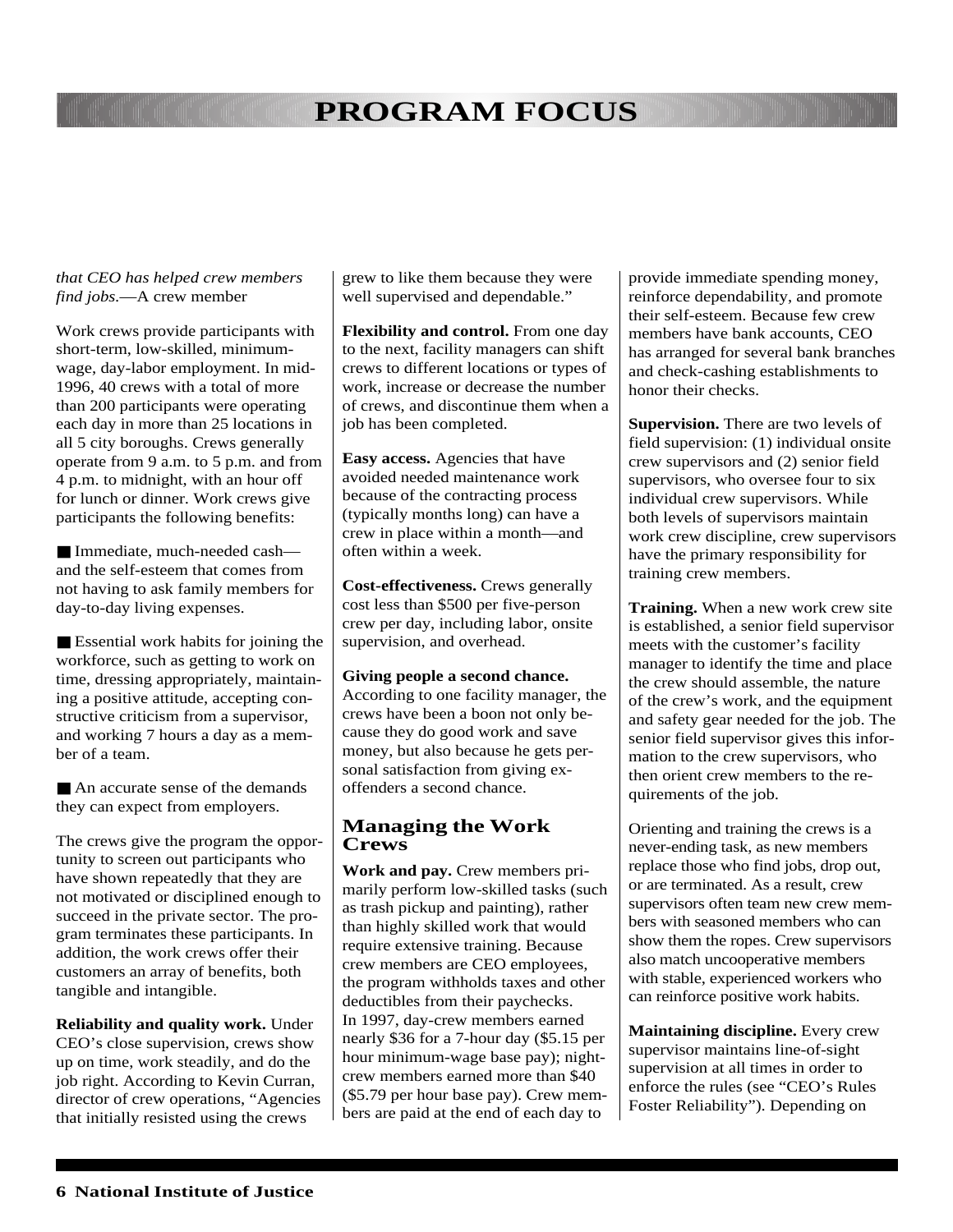*that CEO has helped crew members find jobs.*—A crew member

Work crews provide participants with short-term, low-skilled, minimum-wage, day-labor employment. In mid-1996, 40 crews with a total of more than 200 participants were operating each day in more than 25 locations in all 5 city boroughs. Crews generally operate from 9 a.m. to 5 p.m. and from 4 p.m. to midnight, with an hour off for lunch or dinner. Work crews give participants the following benefits:

- Immediate, much-needed cash—and the self-esteem that comes from not having to ask family members for day-to-day living expenses.
- Essential work habits for joining the workforce, such as getting to work on time, dressing appropriately, maintaining a positive attitude, accepting constructive criticism from a supervisor, and working 7 hours a day as a member of a team.
- An accurate sense of the demands they can expect from employers.

The crews give the program the opportunity to screen out participants who have shown repeatedly that they are not motivated or disciplined enough to succeed in the private sector. The program terminates these participants. In addition, the work crews offer their customers an array of benefits, both tangible and intangible.

**Reliability and quality work.** Under CEO's close supervision, crews show up on time, work steadily, and do the job right. According to Kevin Curran, director of crew operations, "Agencies that initially resisted using the crews grew to like them because they were well supervised and dependable."

**Flexibility and control.** From one day to the next, facility managers can shift crews to different locations or types of work, increase or decrease the number of crews, and discontinue them when a job has been completed.

**Easy access.** Agencies that have avoided needed maintenance work because of the contracting process (typically months long) can have a crew in place within a month—and often within a week.

**Cost-effectiveness.** Crews generally cost less than $500 per five-person crew per day, including labor, onsite supervision, and overhead.

**Giving people a second chance.** According to one facility manager, the crews have been a boon not only because they do good work and save money, but also because he gets personal satisfaction from giving ex-offenders a second chance.

## Managing the Work Crews

**Work and pay.** Crew members primarily perform low-skilled tasks (such as trash pickup and painting), rather than highly skilled work that would require extensive training. Because crew members are CEO employees, the program withholds taxes and other deductibles from their paychecks. In 1997, day-crew members earned nearly $36 for a 7-hour day ($5.15 per hour minimum-wage base pay); night-crew members earned more than $40 ($5.79 per hour base pay). Crew members are paid at the end of each day to provide immediate spending money, reinforce dependability, and promote their self-esteem. Because few crew members have bank accounts, CEO has arranged for several bank branches and check-cashing establishments to honor their checks.

**Supervision.** There are two levels of field supervision: (1) individual onsite crew supervisors and (2) senior field supervisors, who oversee four to six individual crew supervisors. While both levels of supervisors maintain work crew discipline, crew supervisors have the primary responsibility for training crew members.

**Training.** When a new work crew site is established, a senior field supervisor meets with the customer's facility manager to identify the time and place the crew should assemble, the nature of the crew's work, and the equipment and safety gear needed for the job. The senior field supervisor gives this information to the crew supervisors, who then orient crew members to the requirements of the job.

Orienting and training the crews is a never-ending task, as new members replace those who find jobs, drop out, or are terminated. As a result, crew supervisors often team new crew members with seasoned members who can show them the ropes. Crew supervisors also match uncooperative members with stable, experienced workers who can reinforce positive work habits.

**Maintaining discipline.** Every crew supervisor maintains line-of-sight supervision at all times in order to enforce the rules (see "CEO's Rules Foster Reliability"). Depending on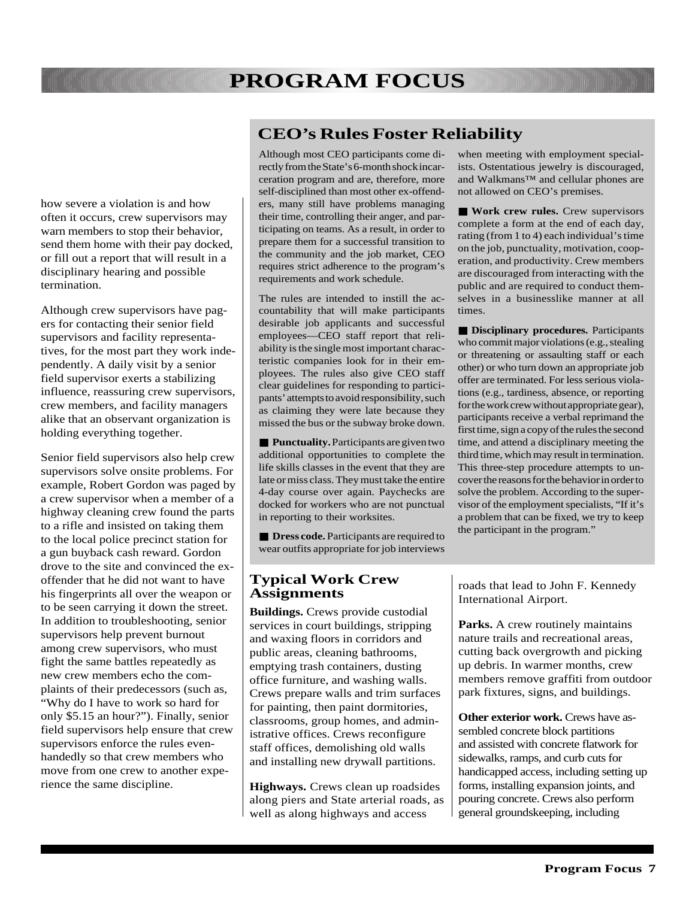how severe a violation is and how often it occurs, crew supervisors may warn members to stop their behavior, send them home with their pay docked, or fill out a report that will result in a disciplinary hearing and possible termination.

Although crew supervisors have pagers for contacting their senior field supervisors and facility representatives, for the most part they work independently. A daily visit by a senior field supervisor exerts a stabilizing influence, reassuring crew supervisors, crew members, and facility managers alike that an observant organization is holding everything together.

Senior field supervisors also help crew supervisors solve onsite problems. For example, Robert Gordon was paged by a crew supervisor when a member of a highway cleaning crew found the parts to a rifle and insisted on taking them to the local police precinct station for a gun buyback cash reward. Gordon drove to the site and convinced the ex-offender that he did not want to have his fingerprints all over the weapon or to be seen carrying it down the street. In addition to troubleshooting, senior supervisors help prevent burnout among crew supervisors, who must fight the same battles repeatedly as new crew members echo the complaints of their predecessors (such as, "Why do I have to work so hard for only $5.15 an hour?"). Finally, senior field supervisors help ensure that crew supervisors enforce the rules evenhandedly so that crew members who move from one crew to another experience the same discipline.

## CEO's Rules Foster Reliability

Although most CEO participants come directly from the State's 6-month shock incarceration program and are, therefore, more self-disciplined than most other ex-offenders, many still have problems managing their time, controlling their anger, and participating on teams. As a result, in order to prepare them for a successful transition to the community and the job market, CEO requires strict adherence to the program's requirements and work schedule.

The rules are intended to instill the accountability that will make participants desirable job applicants and successful employees—CEO staff report that reliability is the single most important characteristic companies look for in their employees. The rules also give CEO staff clear guidelines for responding to participants' attempts to avoid responsibility, such as claiming they were late because they missed the bus or the subway broke down.

■ **Punctuality.** Participants are given two additional opportunities to complete the life skills classes in the event that they are late or miss class. They must take the entire 4-day course over again. Paychecks are docked for workers who are not punctual in reporting to their worksites.

■ **Dress code.** Participants are required to wear outfits appropriate for job interviews when meeting with employment specialists. Ostentatious jewelry is discouraged, and Walkmans™ and cellular phones are not allowed on CEO's premises.

■ **Work crew rules.** Crew supervisors complete a form at the end of each day, rating (from 1 to 4) each individual's time on the job, punctuality, motivation, cooperation, and productivity. Crew members are discouraged from interacting with the public and are required to conduct themselves in a businesslike manner at all times.

■ **Disciplinary procedures.** Participants who commit major violations (e.g., stealing or threatening or assaulting staff or each other) or who turn down an appropriate job offer are terminated. For less serious violations (e.g., tardiness, absence, or reporting for the work crew without appropriate gear), participants receive a verbal reprimand the first time, sign a copy of the rules the second time, and attend a disciplinary meeting the third time, which may result in termination. This three-step procedure attempts to uncover the reasons for the behavior in order to solve the problem. According to the supervisor of the employment specialists, "If it's a problem that can be fixed, we try to keep the participant in the program."

### Typical Work Crew Assignments

**Buildings.** Crews provide custodial services in court buildings, stripping and waxing floors in corridors and public areas, cleaning bathrooms, emptying trash containers, dusting office furniture, and washing walls. Crews prepare walls and trim surfaces for painting, then paint dormitories, classrooms, group homes, and administrative offices. Crews reconfigure staff offices, demolishing old walls and installing new drywall partitions.

**Highways.** Crews clean up roadsides along piers and State arterial roads, as well as along highways and access roads that lead to John F. Kennedy International Airport.

**Parks.** A crew routinely maintains nature trails and recreational areas, cutting back overgrowth and picking up debris. In warmer months, crew members remove graffiti from outdoor park fixtures, signs, and buildings.

**Other exterior work.** Crews have assembled concrete block partitions and assisted with concrete flatwork for sidewalks, ramps, and curb cuts for handicapped access, including setting up forms, installing expansion joints, and pouring concrete. Crews also perform general groundskeeping, including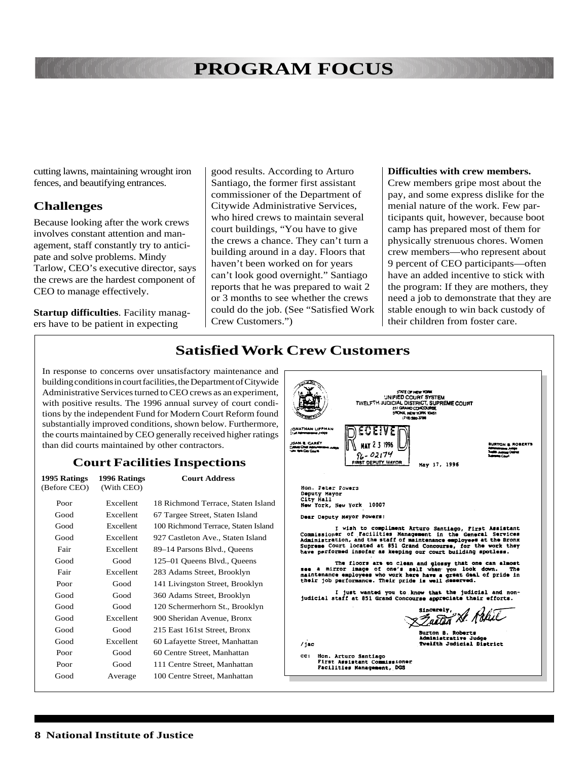# PROGRAM FOCUS

cutting lawns, maintaining wrought iron fences, and beautifying entrances.

## Challenges

Because looking after the work crews involves constant attention and management, staff constantly try to anticipate and solve problems. Mindy Tarlow, CEO's executive director, says the crews are the hardest component of CEO to manage effectively.

**Startup difficulties**. Facility managers have to be patient in expecting good results. According to Arturo Santiago, the former first assistant commissioner of the Department of Citywide Administrative Services, who hired crews to maintain several court buildings, "You have to give the crews a chance. They can't turn a building around in a day. Floors that haven't been worked on for years can't look good overnight." Santiago reports that he was prepared to wait 2 or 3 months to see whether the crews could do the job. (See "Satisfied Work Crew Customers.")

**Difficulties with crew members.** Crew members gripe most about the pay, and some express dislike for the menial nature of the work. Few participants quit, however, because boot camp has prepared most of them for physically strenuous chores. Women crew members—who represent about 9 percent of CEO participants—often have an added incentive to stick with the program: If they are mothers, they need a job to demonstrate that they are stable enough to win back custody of their children from foster care.

## Satisfied Work Crew Customers

In response to concerns over unsatisfactory maintenance and building conditions in court facilities, the Department of Citywide Administrative Services turned to CEO crews as an experiment, with positive results. The 1996 annual survey of court conditions by the independent Fund for Modern Court Reform found substantially improved conditions, shown below. Furthermore, the courts maintained by CEO generally received higher ratings than did courts maintained by other contractors.

### Court Facilities Inspections

| 1995 Ratings (Before CEO) | 1996 Ratings (With CEO) | Court Address |
|---|---|---|
| Poor | Excellent | 18 Richmond Terrace, Staten Island |
| Good | Excellent | 67 Targee Street, Staten Island |
| Good | Excellent | 100 Richmond Terrace, Staten Island |
| Good | Excellent | 927 Castleton Ave., Staten Island |
| Fair | Excellent | 89–14 Parsons Blvd., Queens |
| Good | Good | 125–01 Queens Blvd., Queens |
| Fair | Excellent | 283 Adams Street, Brooklyn |
| Poor | Good | 141 Livingston Street, Brooklyn |
| Good | Good | 360 Adams Street, Brooklyn |
| Good | Good | 120 Schermerhorn St., Brooklyn |
| Good | Excellent | 900 Sheridan Avenue, Bronx |
| Good | Good | 215 East 161st Street, Bronx |
| Good | Excellent | 60 Lafayette Street, Manhattan |
| Poor | Good | 60 Centre Street, Manhattan |
| Poor | Good | 111 Centre Street, Manhattan |
| Good | Average | 100 Centre Street, Manhattan |

STATE OF NEW YORK
UNIFIED COURT SYSTEM
TWELFTH JUDICIAL DISTRICT, SUPREME COURT
851 GRAND CONCOURSE
BRONX, NEW YORK 10451
(718) 590-3798

JONATHAN LIPPMAN
Chief Administrative Judge

JOAN B. CAREY
Deputy Chief Administrative Judge
New York City Courts

BURTON B. ROBERTS
Administrative Judge
Twelfth Judicial District
Supreme Court

RECEIVED
MAY 23 1996
96-02174
FIRST DEPUTY MAYOR

May 17, 1996

Hon. Peter Powers
Deputy Mayor
City Hall
New York, New York 10007

Dear Deputy Mayor Powers:

I wish to compliment Arturo Santiago, First Assistant Commissioner of Facilities Management in the General Services Administration, and the staff of maintenance employees at the Bronx Supreme Court located at 851 Grand Concourse, for the work they have performed insofar as keeping our court building spotless.

The floors are so clean and glossy that one can almost see a mirror image of one's self when you look down. The maintenance employees who work here have a great deal of pride in their job performance. Their pride is well deserved.

I just wanted you to know that the judicial and non-judicial staff at 851 Grand Concourse appreciate their efforts.

Sincerely,

Burton B. Roberts
Administrative Judge
Twelfth Judicial District

/jac

cc: Hon. Arturo Santiago
First Assistant Commissioner
Facilities Management, DGS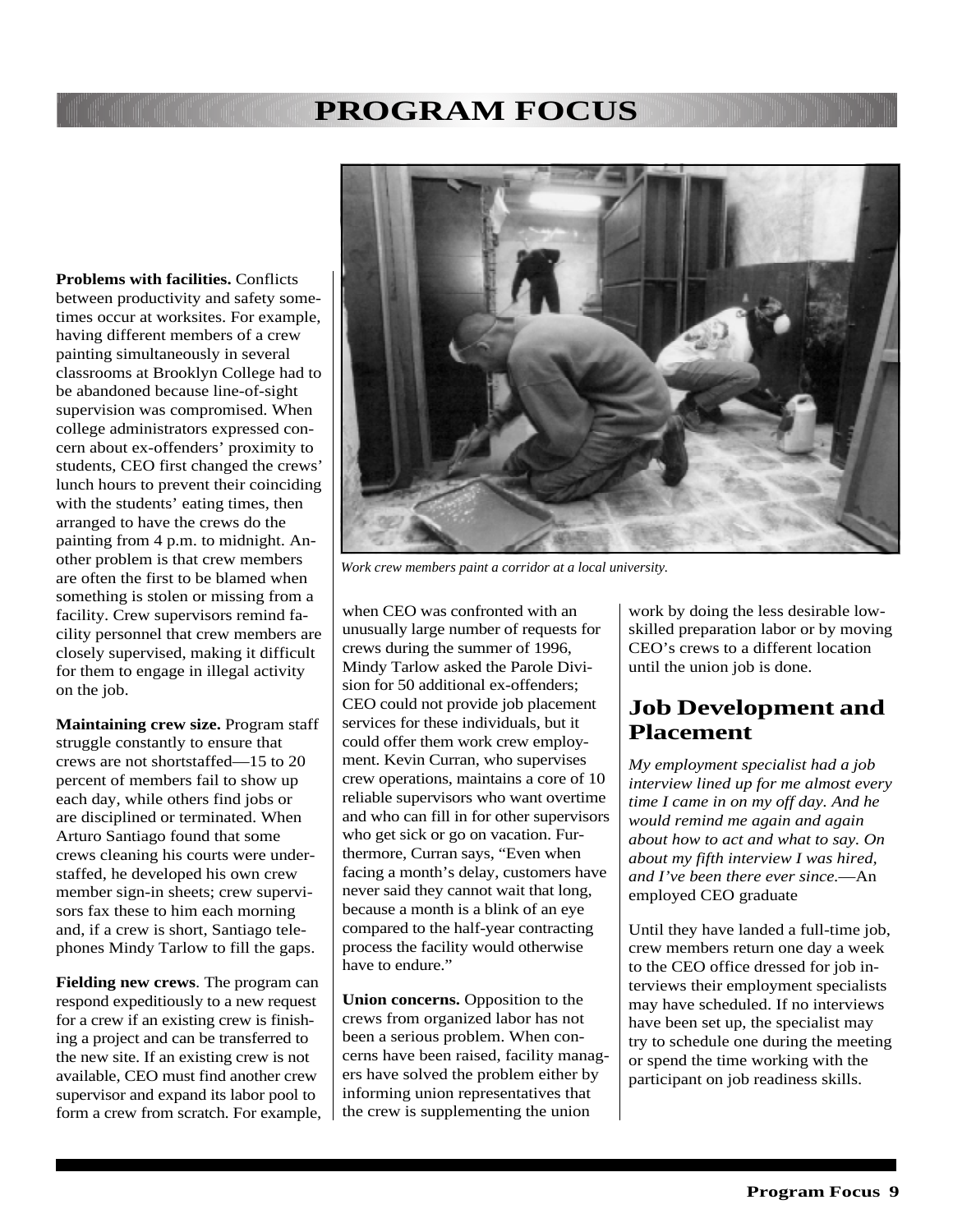**Problems with facilities.** Conflicts between productivity and safety sometimes occur at worksites. For example, having different members of a crew painting simultaneously in several classrooms at Brooklyn College had to be abandoned because line-of-sight supervision was compromised. When college administrators expressed concern about ex-offenders' proximity to students, CEO first changed the crews' lunch hours to prevent their coinciding with the students' eating times, then arranged to have the crews do the painting from 4 p.m. to midnight. Another problem is that crew members are often the first to be blamed when something is stolen or missing from a facility. Crew supervisors remind facility personnel that crew members are closely supervised, making it difficult for them to engage in illegal activity on the job.

*Work crew members paint a corridor at a local university.*

**Maintaining crew size.** Program staff struggle constantly to ensure that crews are not shortstaffed—15 to 20 percent of members fail to show up each day, while others find jobs or are disciplined or terminated. When Arturo Santiago found that some crews cleaning his courts were understaffed, he developed his own crew member sign-in sheets; crew supervisors fax these to him each morning and, if a crew is short, Santiago telephones Mindy Tarlow to fill the gaps.

**Fielding new crews**. The program can respond expeditiously to a new request for a crew if an existing crew is finishing a project and can be transferred to the new site. If an existing crew is not available, CEO must find another crew supervisor and expand its labor pool to form a crew from scratch. For example, when CEO was confronted with an unusually large number of requests for crews during the summer of 1996, Mindy Tarlow asked the Parole Division for 50 additional ex-offenders; CEO could not provide job placement services for these individuals, but it could offer them work crew employment. Kevin Curran, who supervises crew operations, maintains a core of 10 reliable supervisors who want overtime and who can fill in for other supervisors who get sick or go on vacation. Furthermore, Curran says, "Even when facing a month's delay, customers have never said they cannot wait that long, because a month is a blink of an eye compared to the half-year contracting process the facility would otherwise have to endure."

**Union concerns.** Opposition to the crews from organized labor has not been a serious problem. When concerns have been raised, facility managers have solved the problem either by informing union representatives that the crew is supplementing the union work by doing the less desirable low-skilled preparation labor or by moving CEO's crews to a different location until the union job is done.

## Job Development and Placement

*My employment specialist had a job interview lined up for me almost every time I came in on my off day. And he would remind me again and again about how to act and what to say. On about my fifth interview I was hired, and I've been there ever since.*—An employed CEO graduate

Until they have landed a full-time job, crew members return one day a week to the CEO office dressed for job interviews their employment specialists may have scheduled. If no interviews have been set up, the specialist may try to schedule one during the meeting or spend the time working with the participant on job readiness skills.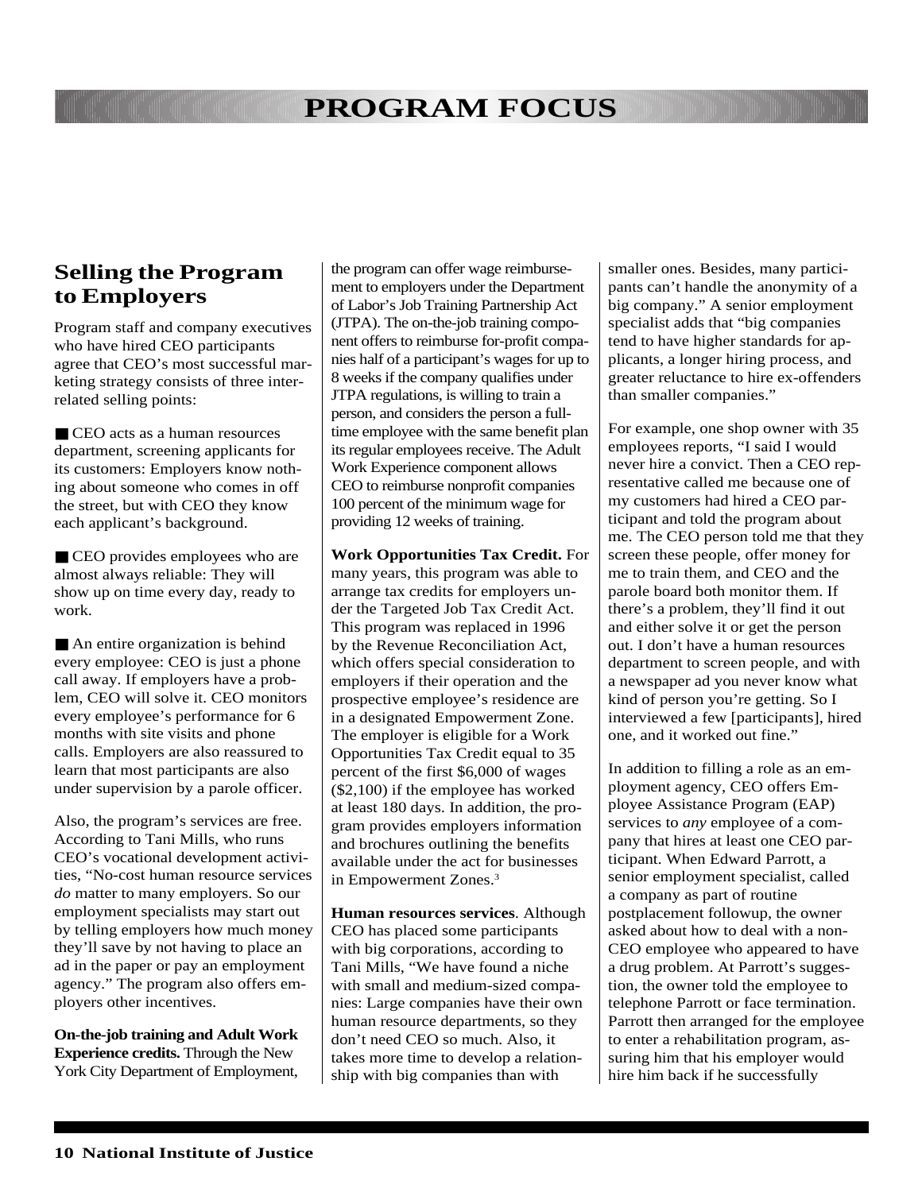## PROGRAM FOCUS

## Selling the Program to Employers

Program staff and company executives who have hired CEO participants agree that CEO's most successful marketing strategy consists of three interrelated selling points:

- CEO acts as a human resources department, screening applicants for its customers: Employers know nothing about someone who comes in off the street, but with CEO they know each applicant's background.
- CEO provides employees who are almost always reliable: They will show up on time every day, ready to work.
- An entire organization is behind every employee: CEO is just a phone call away. If employers have a problem, CEO will solve it. CEO monitors every employee's performance for 6 months with site visits and phone calls. Employers are also reassured to learn that most participants are also under supervision by a parole officer.

Also, the program's services are free. According to Tani Mills, who runs CEO's vocational development activities, "No-cost human resource services *do* matter to many employers. So our employment specialists may start out by telling employers how much money they'll save by not having to place an ad in the paper or pay an employment agency." The program also offers employers other incentives.

**On-the-job training and Adult Work Experience credits.** Through the New York City Department of Employment, the program can offer wage reimbursement to employers under the Department of Labor's Job Training Partnership Act (JTPA). The on-the-job training component offers to reimburse for-profit companies half of a participant's wages for up to 8 weeks if the company qualifies under JTPA regulations, is willing to train a person, and considers the person a full-time employee with the same benefit plan its regular employees receive. The Adult Work Experience component allows CEO to reimburse nonprofit companies 100 percent of the minimum wage for providing 12 weeks of training.

**Work Opportunities Tax Credit.** For many years, this program was able to arrange tax credits for employers under the Targeted Job Tax Credit Act. This program was replaced in 1996 by the Revenue Reconciliation Act, which offers special consideration to employers if their operation and the prospective employee's residence are in a designated Empowerment Zone. The employer is eligible for a Work Opportunities Tax Credit equal to 35 percent of the first $6,000 of wages ($2,100) if the employee has worked at least 180 days. In addition, the program provides employers information and brochures outlining the benefits available under the act for businesses in Empowerment Zones.[3]

**Human resources services**. Although CEO has placed some participants with big corporations, according to Tani Mills, "We have found a niche with small and medium-sized companies: Large companies have their own human resource departments, so they don't need CEO so much. Also, it takes more time to develop a relationship with big companies than with smaller ones. Besides, many participants can't handle the anonymity of a big company." A senior employment specialist adds that "big companies tend to have higher standards for applicants, a longer hiring process, and greater reluctance to hire ex-offenders than smaller companies."

For example, one shop owner with 35 employees reports, "I said I would never hire a convict. Then a CEO representative called me because one of my customers had hired a CEO participant and told the program about me. The CEO person told me that they screen these people, offer money for me to train them, and CEO and the parole board both monitor them. If there's a problem, they'll find it out and either solve it or get the person out. I don't have a human resources department to screen people, and with a newspaper ad you never know what kind of person you're getting. So I interviewed a few [participants], hired one, and it worked out fine."

In addition to filling a role as an employment agency, CEO offers Employee Assistance Program (EAP) services to *any* employee of a company that hires at least one CEO participant. When Edward Parrott, a senior employment specialist, called a company as part of routine postplacement followup, the owner asked about how to deal with a non-CEO employee who appeared to have a drug problem. At Parrott's suggestion, the owner told the employee to telephone Parrott or face termination. Parrott then arranged for the employee to enter a rehabilitation program, assuring him that his employer would hire him back if he successfully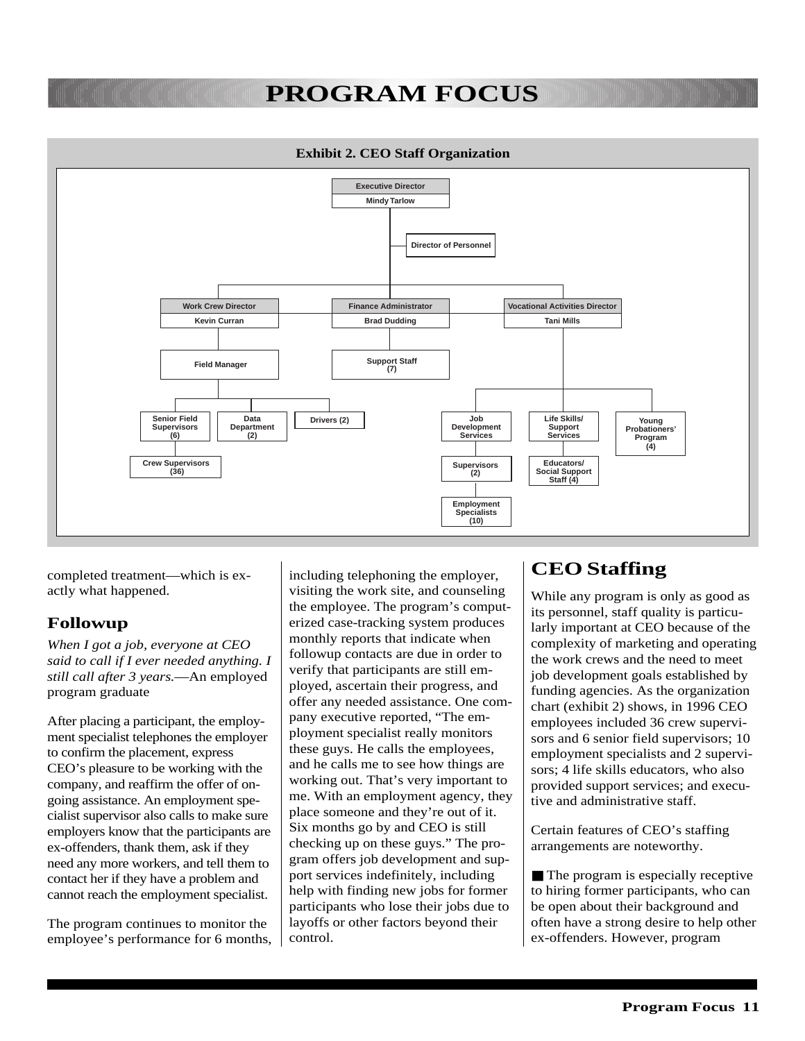**Exhibit 2. CEO Staff Organization**

- Executive Director — Mindy Tarlow
  - Director of Personnel
  - Work Crew Director — Kevin Curran
    - Field Manager
      - Senior Field Supervisors (6)
        - Crew Supervisors (36)
      - Data Department (2)
      - Drivers (2)
  - Finance Administrator — Brad Dudding
    - Support Staff (7)
  - Vocational Activities Director — Tani Mills
    - Job Development Services
      - Supervisors (2)
        - Employment Specialists (10)
    - Life Skills/ Support Services
      - Educators/ Social Support Staff (4)
    - Young Probationers' Program (4)

completed treatment—which is exactly what happened.

### Followup

*When I got a job, everyone at CEO said to call if I ever needed anything. I still call after 3 years.*—An employed program graduate

After placing a participant, the employment specialist telephones the employer to confirm the placement, express CEO's pleasure to be working with the company, and reaffirm the offer of ongoing assistance. An employment specialist supervisor also calls to make sure employers know that the participants are ex-offenders, thank them, ask if they need any more workers, and tell them to contact her if they have a problem and cannot reach the employment specialist.

The program continues to monitor the employee's performance for 6 months, including telephoning the employer, visiting the work site, and counseling the employee. The program's computerized case-tracking system produces monthly reports that indicate when followup contacts are due in order to verify that participants are still employed, ascertain their progress, and offer any needed assistance. One company executive reported, "The employment specialist really monitors these guys. He calls the employees, and he calls me to see how things are working out. That's very important to me. With an employment agency, they place someone and they're out of it. Six months go by and CEO is still checking up on these guys." The program offers job development and support services indefinitely, including help with finding new jobs for former participants who lose their jobs due to layoffs or other factors beyond their control.

## CEO Staffing

While any program is only as good as its personnel, staff quality is particularly important at CEO because of the complexity of marketing and operating the work crews and the need to meet job development goals established by funding agencies. As the organization chart (exhibit 2) shows, in 1996 CEO employees included 36 crew supervisors and 6 senior field supervisors; 10 employment specialists and 2 supervisors; 4 life skills educators, who also provided support services; and executive and administrative staff.

Certain features of CEO's staffing arrangements are noteworthy.

■ The program is especially receptive to hiring former participants, who can be open about their background and often have a strong desire to help other ex-offenders. However, program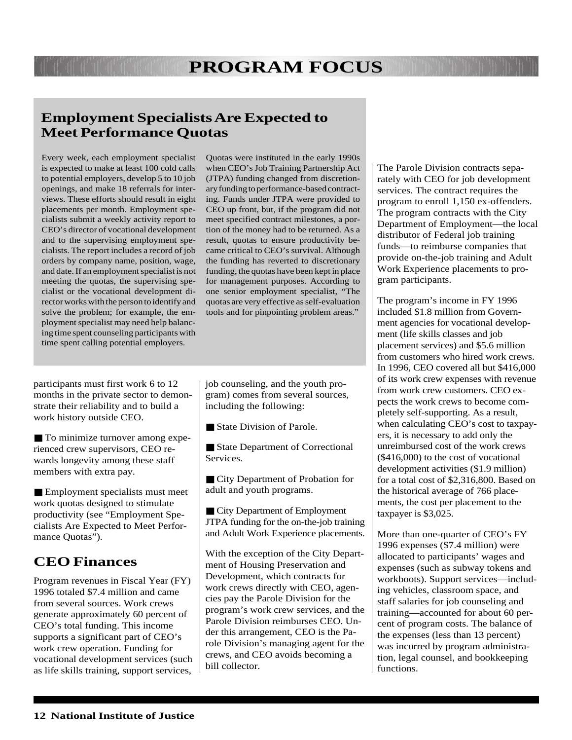## Employment Specialists Are Expected to Meet Performance Quotas

Every week, each employment specialist is expected to make at least 100 cold calls to potential employers, develop 5 to 10 job openings, and make 18 referrals for interviews. These efforts should result in eight placements per month. Employment specialists submit a weekly activity report to CEO's director of vocational development and to the supervising employment specialists. The report includes a record of job orders by company name, position, wage, and date. If an employment specialist is not meeting the quotas, the supervising specialist or the vocational development director works with the person to identify and solve the problem; for example, the employment specialist may need help balancing time spent counseling participants with time spent calling potential employers.

Quotas were instituted in the early 1990s when CEO's Job Training Partnership Act (JTPA) funding changed from discretionary funding to performance-based contracting. Funds under JTPA were provided to CEO up front, but, if the program did not meet specified contract milestones, a portion of the money had to be returned. As a result, quotas to ensure productivity became critical to CEO's survival. Although the funding has reverted to discretionary funding, the quotas have been kept in place for management purposes. According to one senior employment specialist, "The quotas are very effective as self-evaluation tools and for pinpointing problem areas."

participants must first work 6 to 12 months in the private sector to demonstrate their reliability and to build a work history outside CEO.

- To minimize turnover among experienced crew supervisors, CEO rewards longevity among these staff members with extra pay.
- Employment specialists must meet work quotas designed to stimulate productivity (see "Employment Specialists Are Expected to Meet Performance Quotas").

## CEO Finances

Program revenues in Fiscal Year (FY) 1996 totaled $7.4 million and came from several sources. Work crews generate approximately 60 percent of CEO's total funding. This income supports a significant part of CEO's work crew operation. Funding for vocational development services (such as life skills training, support services, job counseling, and the youth program) comes from several sources, including the following:

- State Division of Parole.
- State Department of Correctional Services.
- City Department of Probation for adult and youth programs.
- City Department of Employment JTPA funding for the on-the-job training and Adult Work Experience placements.

With the exception of the City Department of Housing Preservation and Development, which contracts for work crews directly with CEO, agencies pay the Parole Division for the program's work crew services, and the Parole Division reimburses CEO. Under this arrangement, CEO is the Parole Division's managing agent for the crews, and CEO avoids becoming a bill collector.

The Parole Division contracts separately with CEO for job development services. The contract requires the program to enroll 1,150 ex-offenders. The program contracts with the City Department of Employment—the local distributor of Federal job training funds—to reimburse companies that provide on-the-job training and Adult Work Experience placements to program participants.

The program's income in FY 1996 included $1.8 million from Government agencies for vocational development (life skills classes and job placement services) and $5.6 million from customers who hired work crews. In 1996, CEO covered all but $416,000 of its work crew expenses with revenue from work crew customers. CEO expects the work crews to become completely self-supporting. As a result, when calculating CEO's cost to taxpayers, it is necessary to add only the unreimbursed cost of the work crews ($416,000) to the cost of vocational development activities ($1.9 million) for a total cost of $2,316,800. Based on the historical average of 766 placements, the cost per placement to the taxpayer is $3,025.

More than one-quarter of CEO's FY 1996 expenses ($7.4 million) were allocated to participants' wages and expenses (such as subway tokens and workboots). Support services—including vehicles, classroom space, and staff salaries for job counseling and training—accounted for about 60 percent of program costs. The balance of the expenses (less than 13 percent) was incurred by program administration, legal counsel, and bookkeeping functions.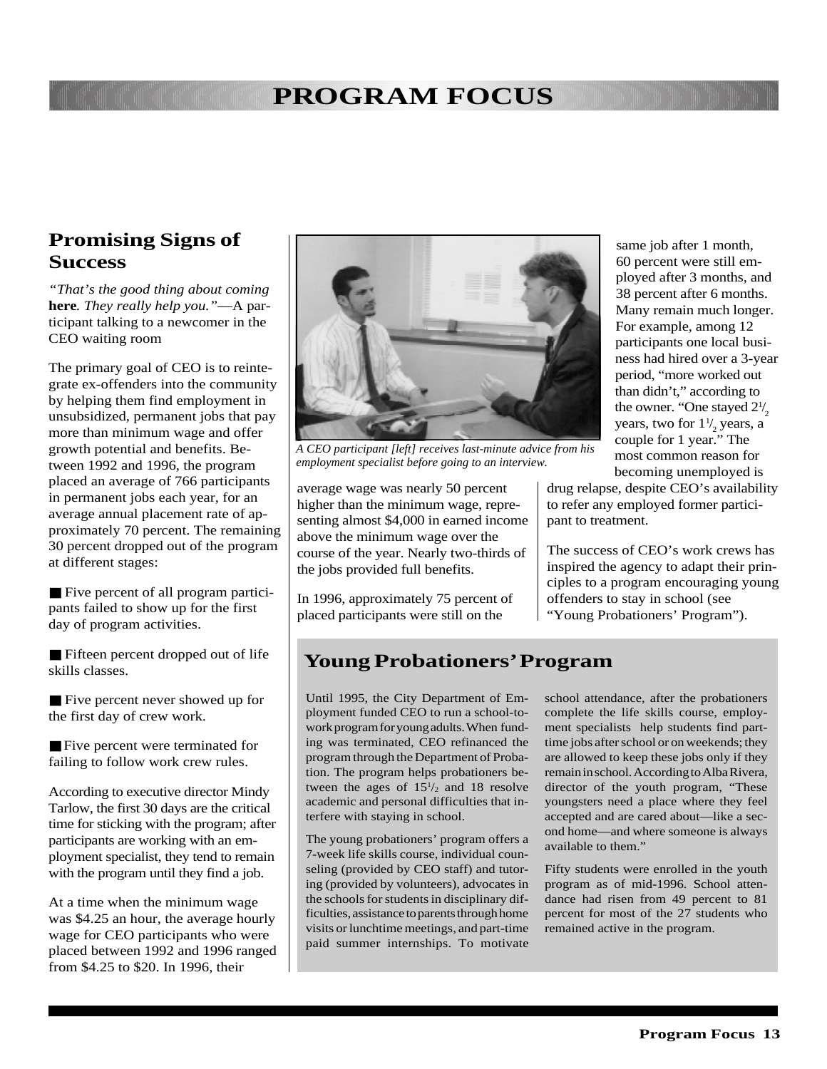# PROGRAM FOCUS

## Promising Signs of Success

*"That's the good thing about coming* ***here****. They really help you."*—A participant talking to a newcomer in the CEO waiting room

The primary goal of CEO is to reintegrate ex-offenders into the community by helping them find employment in unsubsidized, permanent jobs that pay more than minimum wage and offer growth potential and benefits. Between 1992 and 1996, the program placed an average of 766 participants in permanent jobs each year, for an average annual placement rate of approximately 70 percent. The remaining 30 percent dropped out of the program at different stages:

- Five percent of all program participants failed to show up for the first day of program activities.
- Fifteen percent dropped out of life skills classes.
- Five percent never showed up for the first day of crew work.
- Five percent were terminated for failing to follow work crew rules.

According to executive director Mindy Tarlow, the first 30 days are the critical time for sticking with the program; after participants are working with an employment specialist, they tend to remain with the program until they find a job.

At a time when the minimum wage was $4.25 an hour, the average hourly wage for CEO participants who were placed between 1992 and 1996 ranged from $4.25 to $20. In 1996, their average wage was nearly 50 percent higher than the minimum wage, representing almost $4,000 in earned income above the minimum wage over the course of the year. Nearly two-thirds of the jobs provided full benefits.

*A CEO participant [left] receives last-minute advice from his employment specialist before going to an interview.*

In 1996, approximately 75 percent of placed participants were still on the same job after 1 month, 60 percent were still employed after 3 months, and 38 percent after 6 months. Many remain much longer. For example, among 12 participants one local business had hired over a 3-year period, "more worked out than didn't," according to the owner. "One stayed 2½ years, two for 1½ years, a couple for 1 year." The most common reason for becoming unemployed is drug relapse, despite CEO's availability to refer any employed former participant to treatment.

The success of CEO's work crews has inspired the agency to adapt their principles to a program encouraging young offenders to stay in school (see "Young Probationers' Program").

## Young Probationers' Program

Until 1995, the City Department of Employment funded CEO to run a school-to-work program for young adults. When funding was terminated, CEO refinanced the program through the Department of Probation. The program helps probationers between the ages of 15½ and 18 resolve academic and personal difficulties that interfere with staying in school.

The young probationers' program offers a 7-week life skills course, individual counseling (provided by CEO staff) and tutoring (provided by volunteers), advocates in the schools for students in disciplinary difficulties, assistance to parents through home visits or lunchtime meetings, and part-time paid summer internships. To motivate school attendance, after the probationers complete the life skills course, employment specialists help students find part-time jobs after school or on weekends; they are allowed to keep these jobs only if they remain in school. According to Alba Rivera, director of the youth program, "These youngsters need a place where they feel accepted and are cared about—like a second home—and where someone is always available to them."

Fifty students were enrolled in the youth program as of mid-1996. School attendance had risen from 49 percent to 81 percent for most of the 27 students who remained active in the program.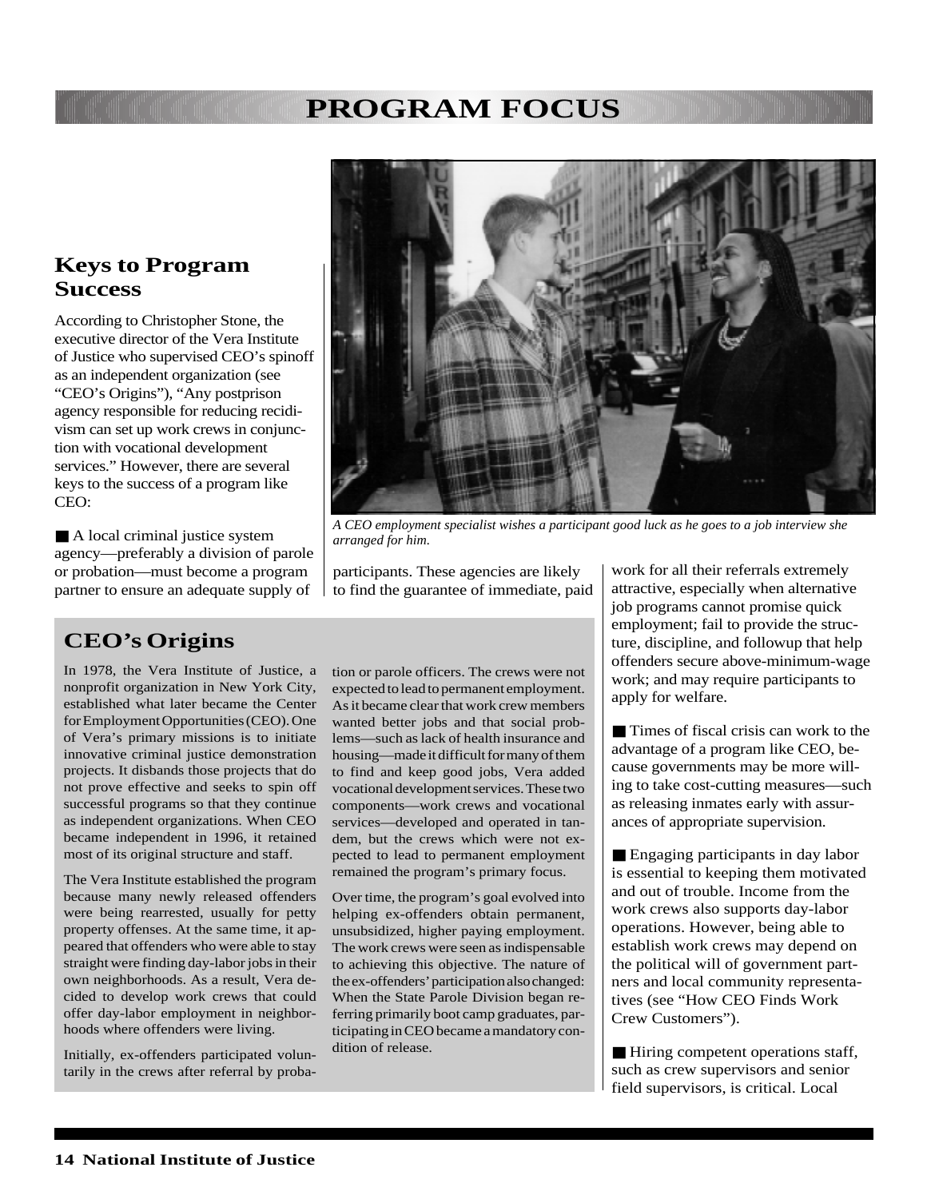## Keys to Program Success

According to Christopher Stone, the executive director of the Vera Institute of Justice who supervised CEO's spinoff as an independent organization (see "CEO's Origins"), "Any postprison agency responsible for reducing recidivism can set up work crews in conjunction with vocational development services." However, there are several keys to the success of a program like CEO:

- A local criminal justice system agency—preferably a division of parole or probation—must become a program partner to ensure an adequate supply of participants. These agencies are likely to find the guarantee of immediate, paid work for all their referrals extremely attractive, especially when alternative job programs cannot promise quick employment; fail to provide the structure, discipline, and followup that help offenders secure above-minimum-wage work; and may require participants to apply for welfare.

- Times of fiscal crisis can work to the advantage of a program like CEO, because governments may be more willing to take cost-cutting measures—such as releasing inmates early with assurances of appropriate supervision.

- Engaging participants in day labor is essential to keeping them motivated and out of trouble. Income from the work crews also supports day-labor operations. However, being able to establish work crews may depend on the political will of government partners and local community representatives (see "How CEO Finds Work Crew Customers").

- Hiring competent operations staff, such as crew supervisors and senior field supervisors, is critical. Local

*A CEO employment specialist wishes a participant good luck as he goes to a job interview she arranged for him.*

## CEO's Origins

In 1978, the Vera Institute of Justice, a nonprofit organization in New York City, established what later became the Center for Employment Opportunities (CEO). One of Vera's primary missions is to initiate innovative criminal justice demonstration projects. It disbands those projects that do not prove effective and seeks to spin off successful programs so that they continue as independent organizations. When CEO became independent in 1996, it retained most of its original structure and staff.

The Vera Institute established the program because many newly released offenders were being rearrested, usually for petty property offenses. At the same time, it appeared that offenders who were able to stay straight were finding day-labor jobs in their own neighborhoods. As a result, Vera decided to develop work crews that could offer day-labor employment in neighborhoods where offenders were living.

Initially, ex-offenders participated voluntarily in the crews after referral by probation or parole officers. The crews were not expected to lead to permanent employment. As it became clear that work crew members wanted better jobs and that social problems—such as lack of health insurance and housing—made it difficult for many of them to find and keep good jobs, Vera added vocational development services. These two components—work crews and vocational services—developed and operated in tandem, but the crews which were not expected to lead to permanent employment remained the program's primary focus.

Over time, the program's goal evolved into helping ex-offenders obtain permanent, unsubsidized, higher paying employment. The work crews were seen as indispensable to achieving this objective. The nature of the ex-offenders' participation also changed: When the State Parole Division began referring primarily boot camp graduates, participating in CEO became a mandatory condition of release.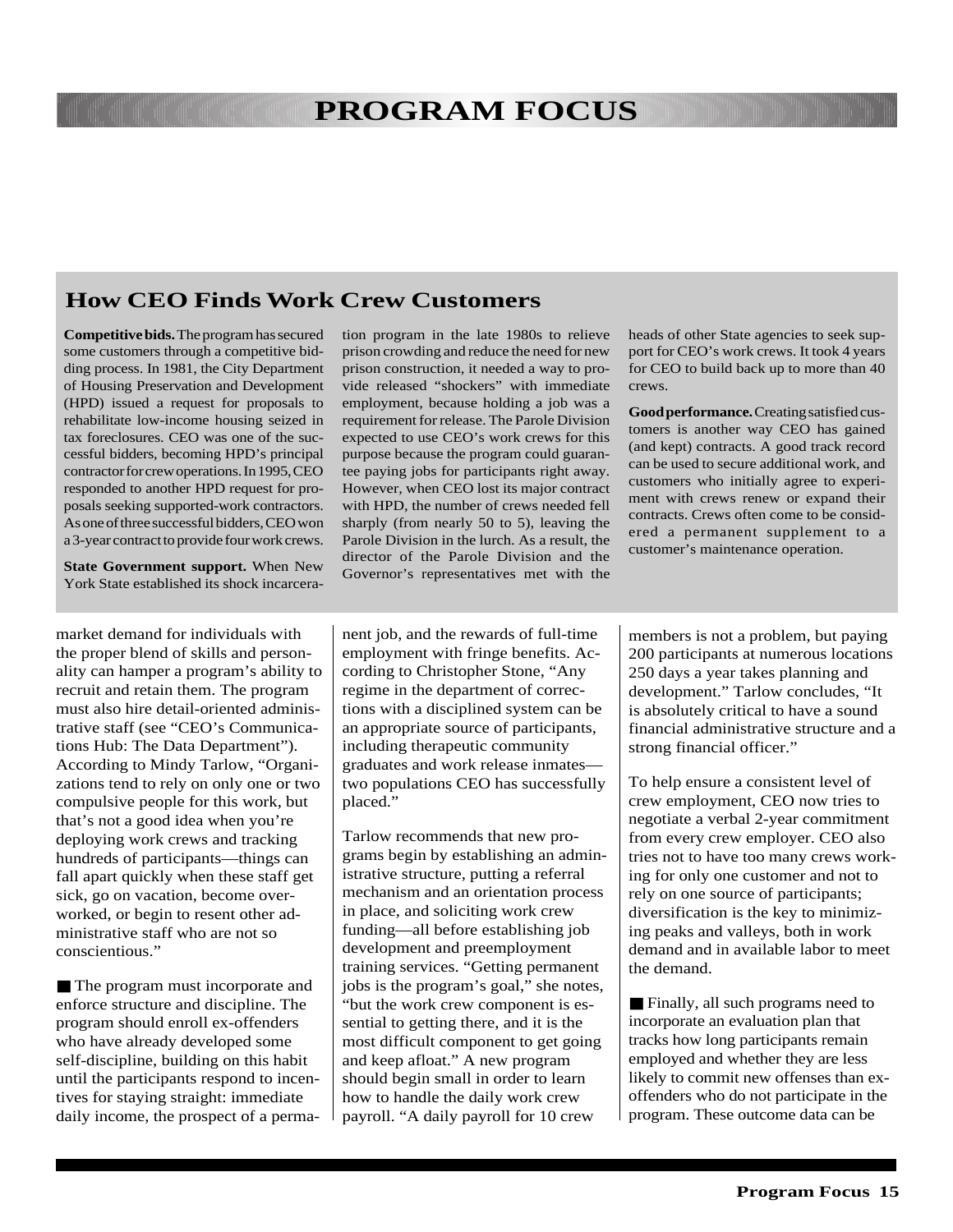# PROGRAM FOCUS

## How CEO Finds Work Crew Customers

**Competitive bids.** The program has secured some customers through a competitive bidding process. In 1981, the City Department of Housing Preservation and Development (HPD) issued a request for proposals to rehabilitate low-income housing seized in tax foreclosures. CEO was one of the successful bidders, becoming HPD's principal contractor for crew operations. In 1995, CEO responded to another HPD request for proposals seeking supported-work contractors. As one of three successful bidders, CEO won a 3-year contract to provide four work crews.

**State Government support.** When New York State established its shock incarceration program in the late 1980s to relieve prison crowding and reduce the need for new prison construction, it needed a way to provide released "shockers" with immediate employment, because holding a job was a requirement for release. The Parole Division expected to use CEO's work crews for this purpose because the program could guarantee paying jobs for participants right away. However, when CEO lost its major contract with HPD, the number of crews needed fell sharply (from nearly 50 to 5), leaving the Parole Division in the lurch. As a result, the director of the Parole Division and the Governor's representatives met with the heads of other State agencies to seek support for CEO's work crews. It took 4 years for CEO to build back up to more than 40 crews.

**Good performance.** Creating satisfied customers is another way CEO has gained (and kept) contracts. A good track record can be used to secure additional work, and customers who initially agree to experiment with crews renew or expand their contracts. Crews often come to be considered a permanent supplement to a customer's maintenance operation.

market demand for individuals with the proper blend of skills and personality can hamper a program's ability to recruit and retain them. The program must also hire detail-oriented administrative staff (see "CEO's Communications Hub: The Data Department"). According to Mindy Tarlow, "Organizations tend to rely on only one or two compulsive people for this work, but that's not a good idea when you're deploying work crews and tracking hundreds of participants—things can fall apart quickly when these staff get sick, go on vacation, become overworked, or begin to resent other administrative staff who are not so conscientious."

■ The program must incorporate and enforce structure and discipline. The program should enroll ex-offenders who have already developed some self-discipline, building on this habit until the participants respond to incentives for staying straight: immediate daily income, the prospect of a permanent job, and the rewards of full-time employment with fringe benefits. According to Christopher Stone, "Any regime in the department of corrections with a disciplined system can be an appropriate source of participants, including therapeutic community graduates and work release inmates—two populations CEO has successfully placed."

Tarlow recommends that new programs begin by establishing an administrative structure, putting a referral mechanism and an orientation process in place, and soliciting work crew funding—all before establishing job development and preemployment training services. "Getting permanent jobs is the program's goal," she notes, "but the work crew component is essential to getting there, and it is the most difficult component to get going and keep afloat." A new program should begin small in order to learn how to handle the daily work crew payroll. "A daily payroll for 10 crew members is not a problem, but paying 200 participants at numerous locations 250 days a year takes planning and development." Tarlow concludes, "It is absolutely critical to have a sound financial administrative structure and a strong financial officer."

To help ensure a consistent level of crew employment, CEO now tries to negotiate a verbal 2-year commitment from every crew employer. CEO also tries not to have too many crews working for only one customer and not to rely on one source of participants; diversification is the key to minimizing peaks and valleys, both in work demand and in available labor to meet the demand.

■ Finally, all such programs need to incorporate an evaluation plan that tracks how long participants remain employed and whether they are less likely to commit new offenses than ex-offenders who do not participate in the program. These outcome data can be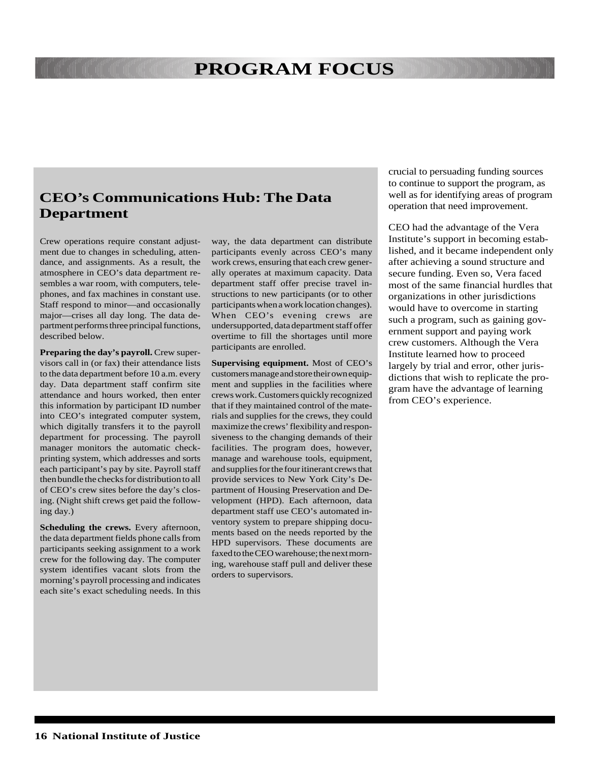## CEO's Communications Hub: The Data Department

Crew operations require constant adjustment due to changes in scheduling, attendance, and assignments. As a result, the atmosphere in CEO's data department resembles a war room, with computers, telephones, and fax machines in constant use. Staff respond to minor—and occasionally major—crises all day long. The data department performs three principal functions, described below.

**Preparing the day's payroll.** Crew supervisors call in (or fax) their attendance lists to the data department before 10 a.m. every day. Data department staff confirm site attendance and hours worked, then enter this information by participant ID number into CEO's integrated computer system, which digitally transfers it to the payroll department for processing. The payroll manager monitors the automatic check-printing system, which addresses and sorts each participant's pay by site. Payroll staff then bundle the checks for distribution to all of CEO's crew sites before the day's closing. (Night shift crews get paid the following day.)

**Scheduling the crews.** Every afternoon, the data department fields phone calls from participants seeking assignment to a work crew for the following day. The computer system identifies vacant slots from the morning's payroll processing and indicates each site's exact scheduling needs. In this way, the data department can distribute participants evenly across CEO's many work crews, ensuring that each crew generally operates at maximum capacity. Data department staff offer precise travel instructions to new participants (or to other participants when a work location changes). When CEO's evening crews are undersupported, data department staff offer overtime to fill the shortages until more participants are enrolled.

**Supervising equipment.** Most of CEO's customers manage and store their own equipment and supplies in the facilities where crews work. Customers quickly recognized that if they maintained control of the materials and supplies for the crews, they could maximize the crews' flexibility and responsiveness to the changing demands of their facilities. The program does, however, manage and warehouse tools, equipment, and supplies for the four itinerant crews that provide services to New York City's Department of Housing Preservation and Development (HPD). Each afternoon, data department staff use CEO's automated inventory system to prepare shipping documents based on the needs reported by the HPD supervisors. These documents are faxed to the CEO warehouse; the next morning, warehouse staff pull and deliver these orders to supervisors.

crucial to persuading funding sources to continue to support the program, as well as for identifying areas of program operation that need improvement.

CEO had the advantage of the Vera Institute's support in becoming established, and it became independent only after achieving a sound structure and secure funding. Even so, Vera faced most of the same financial hurdles that organizations in other jurisdictions would have to overcome in starting such a program, such as gaining government support and paying work crew customers. Although the Vera Institute learned how to proceed largely by trial and error, other jurisdictions that wish to replicate the program have the advantage of learning from CEO's experience.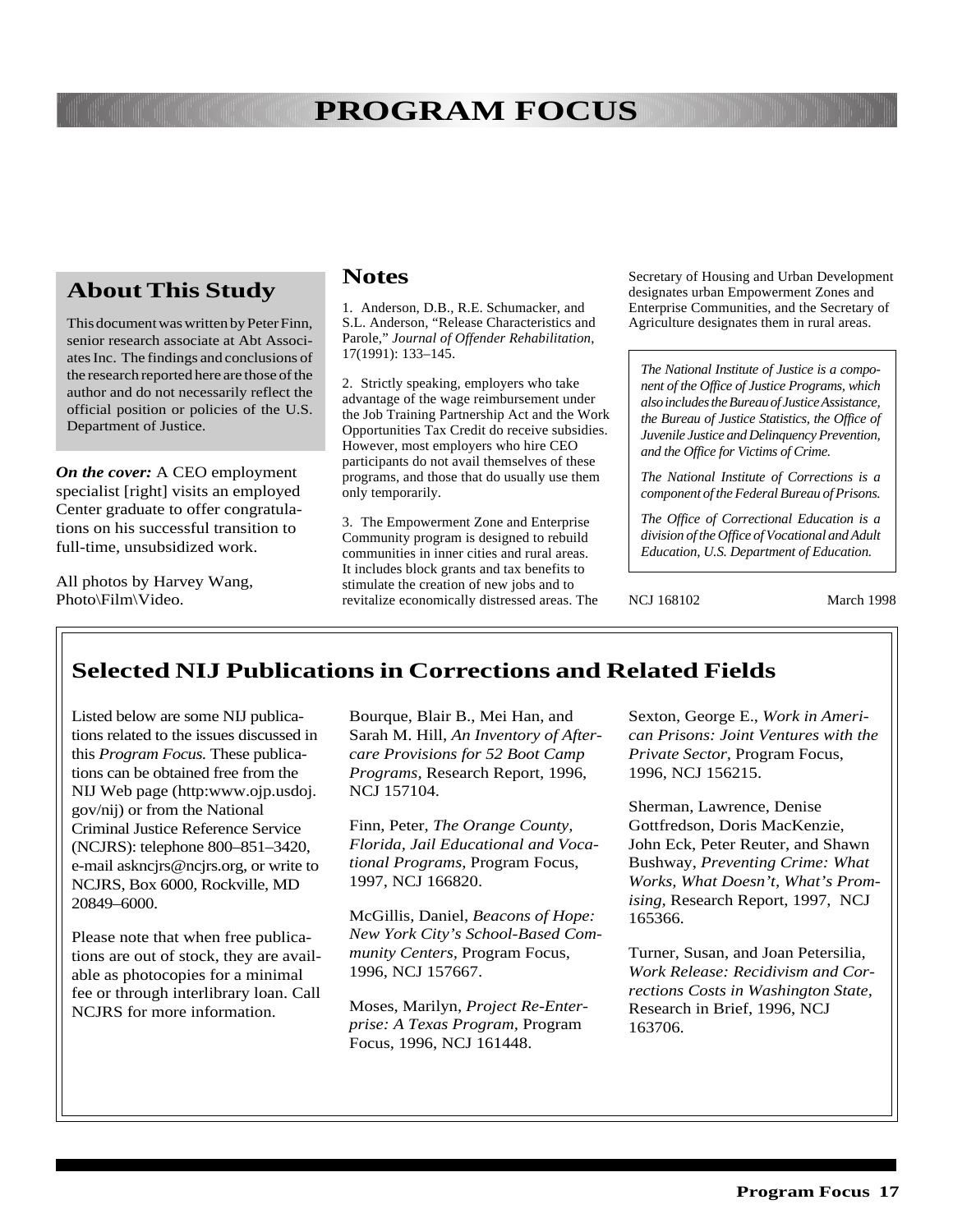# PROGRAM FOCUS

## About This Study

This document was written by Peter Finn, senior research associate at Abt Associates Inc. The findings and conclusions of the research reported here are those of the author and do not necessarily reflect the official position or policies of the U.S. Department of Justice.

***On the cover:*** A CEO employment specialist [right] visits an employed Center graduate to offer congratulations on his successful transition to full-time, unsubsidized work.

All photos by Harvey Wang, Photo\Film\Video.

## Notes

1. Anderson, D.B., R.E. Schumacker, and S.L. Anderson, "Release Characteristics and Parole," *Journal of Offender Rehabilitation,* 17(1991): 133–145.

2. Strictly speaking, employers who take advantage of the wage reimbursement under the Job Training Partnership Act and the Work Opportunities Tax Credit do receive subsidies. However, most employers who hire CEO participants do not avail themselves of these programs, and those that do usually use them only temporarily.

3. The Empowerment Zone and Enterprise Community program is designed to rebuild communities in inner cities and rural areas. It includes block grants and tax benefits to stimulate the creation of new jobs and to revitalize economically distressed areas. The Secretary of Housing and Urban Development designates urban Empowerment Zones and Enterprise Communities, and the Secretary of Agriculture designates them in rural areas.

*The National Institute of Justice is a component of the Office of Justice Programs, which also includes the Bureau of Justice Assistance, the Bureau of Justice Statistics, the Office of Juvenile Justice and Delinquency Prevention, and the Office for Victims of Crime.*

*The National Institute of Corrections is a component of the Federal Bureau of Prisons.*

*The Office of Correctional Education is a division of the Office of Vocational and Adult Education, U.S. Department of Education.*

NCJ 168102 March 1998

## Selected NIJ Publications in Corrections and Related Fields

Listed below are some NIJ publications related to the issues discussed in this *Program Focus.* These publications can be obtained free from the NIJ Web page (http:www.ojp.usdoj.gov/nij) or from the National Criminal Justice Reference Service (NCJRS): telephone 800–851–3420, e-mail askncjrs@ncjrs.org, or write to NCJRS, Box 6000, Rockville, MD 20849–6000.

Please note that when free publications are out of stock, they are available as photocopies for a minimal fee or through interlibrary loan. Call NCJRS for more information.

Bourque, Blair B., Mei Han, and Sarah M. Hill, *An Inventory of Aftercare Provisions for 52 Boot Camp Programs,* Research Report, 1996, NCJ 157104.

Finn, Peter, *The Orange County, Florida, Jail Educational and Vocational Programs,* Program Focus, 1997, NCJ 166820.

McGillis, Daniel, *Beacons of Hope: New York City's School-Based Community Centers,* Program Focus, 1996, NCJ 157667.

Moses, Marilyn, *Project Re-Enterprise: A Texas Program,* Program Focus, 1996, NCJ 161448.

Sexton, George E., *Work in American Prisons: Joint Ventures with the Private Sector,* Program Focus, 1996, NCJ 156215.

Sherman, Lawrence, Denise Gottfredson, Doris MacKenzie, John Eck, Peter Reuter, and Shawn Bushway, *Preventing Crime: What Works, What Doesn't, What's Promising,* Research Report, 1997, NCJ 165366.

Turner, Susan, and Joan Petersilia, *Work Release: Recidivism and Corrections Costs in Washington State,* Research in Brief, 1996, NCJ 163706.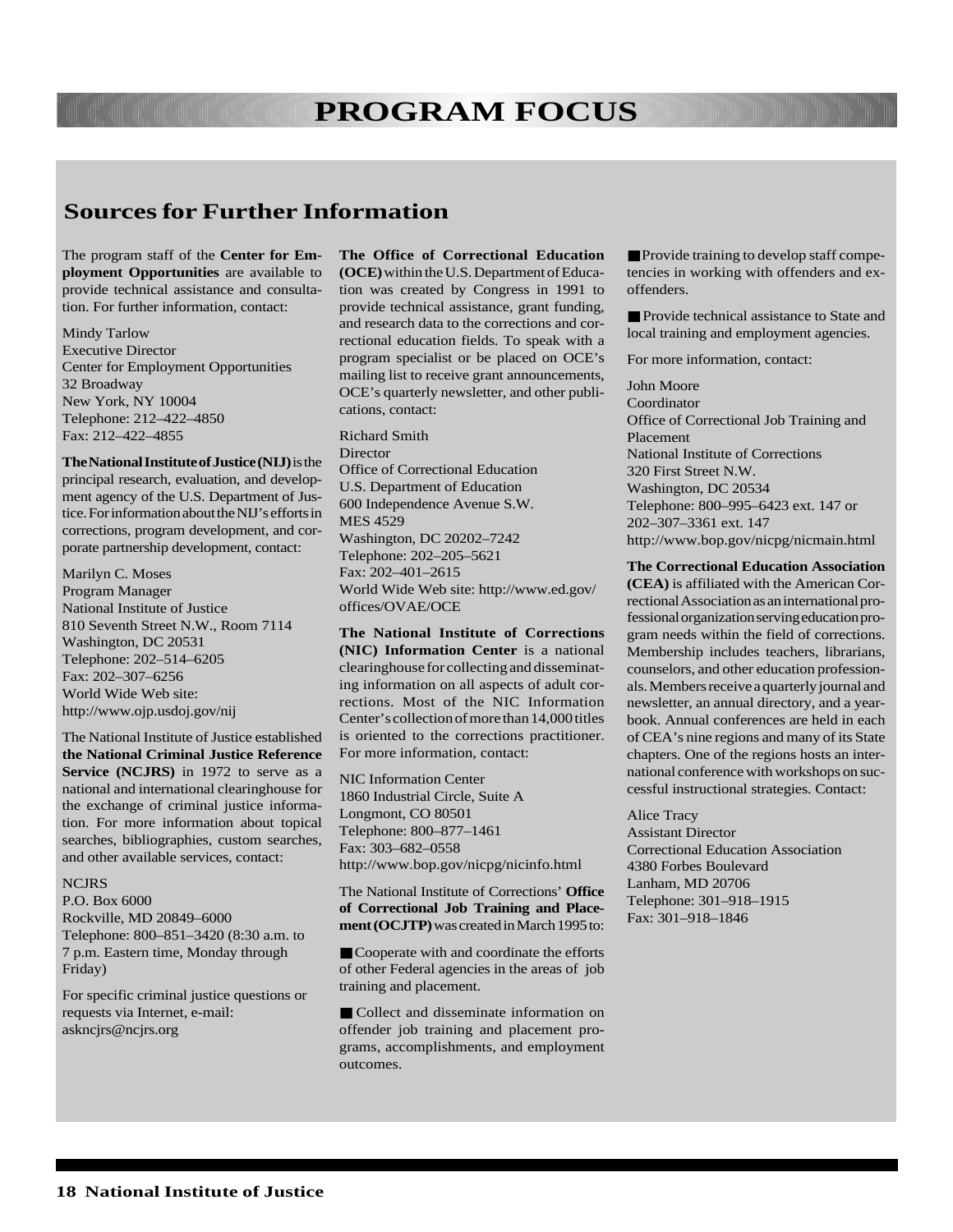# PROGRAM FOCUS

## Sources for Further Information

The program staff of the **Center for Employment Opportunities** are available to provide technical assistance and consultation. For further information, contact:

Mindy Tarlow
Executive Director
Center for Employment Opportunities
32 Broadway
New York, NY 10004
Telephone: 212–422–4850
Fax: 212–422–4855

**The National Institute of Justice (NIJ)** is the principal research, evaluation, and development agency of the U.S. Department of Justice. For information about the NIJ's efforts in corrections, program development, and corporate partnership development, contact:

Marilyn C. Moses
Program Manager
National Institute of Justice
810 Seventh Street N.W., Room 7114
Washington, DC 20531
Telephone: 202–514–6205
Fax: 202–307–6256
World Wide Web site:
http://www.ojp.usdoj.gov/nij

The National Institute of Justice established **the National Criminal Justice Reference Service (NCJRS)** in 1972 to serve as a national and international clearinghouse for the exchange of criminal justice information. For more information about topical searches, bibliographies, custom searches, and other available services, contact:

NCJRS
P.O. Box 6000
Rockville, MD 20849–6000
Telephone: 800–851–3420 (8:30 a.m. to 7 p.m. Eastern time, Monday through Friday)

For specific criminal justice questions or requests via Internet, e-mail:
askncjrs@ncjrs.org

**The Office of Correctional Education (OCE)** within the U.S. Department of Education was created by Congress in 1991 to provide technical assistance, grant funding, and research data to the corrections and correctional education fields. To speak with a program specialist or be placed on OCE's mailing list to receive grant announcements, OCE's quarterly newsletter, and other publications, contact:

Richard Smith
Director
Office of Correctional Education
U.S. Department of Education
600 Independence Avenue S.W.
MES 4529
Washington, DC 20202–7242
Telephone: 202–205–5621
Fax: 202–401–2615
World Wide Web site: http://www.ed.gov/offices/OVAE/OCE

**The National Institute of Corrections (NIC) Information Center** is a national clearinghouse for collecting and disseminating information on all aspects of adult corrections. Most of the NIC Information Center's collection of more than 14,000 titles is oriented to the corrections practitioner. For more information, contact:

NIC Information Center
1860 Industrial Circle, Suite A
Longmont, CO 80501
Telephone: 800–877–1461
Fax: 303–682–0558
http://www.bop.gov/nicpg/nicinfo.html

The National Institute of Corrections' **Office of Correctional Job Training and Placement (OCJTP)** was created in March 1995 to:

- Cooperate with and coordinate the efforts of other Federal agencies in the areas of job training and placement.
- Collect and disseminate information on offender job training and placement programs, accomplishments, and employment outcomes.
- Provide training to develop staff competencies in working with offenders and ex-offenders.
- Provide technical assistance to State and local training and employment agencies.

For more information, contact:

John Moore
Coordinator
Office of Correctional Job Training and Placement
National Institute of Corrections
320 First Street N.W.
Washington, DC 20534
Telephone: 800–995–6423 ext. 147 or 202–307–3361 ext. 147
http://www.bop.gov/nicpg/nicmain.html

**The Correctional Education Association (CEA)** is affiliated with the American Correctional Association as an international professional organization serving education program needs within the field of corrections. Membership includes teachers, librarians, counselors, and other education professionals. Members receive a quarterly journal and newsletter, an annual directory, and a yearbook. Annual conferences are held in each of CEA's nine regions and many of its State chapters. One of the regions hosts an international conference with workshops on successful instructional strategies. Contact:

Alice Tracy
Assistant Director
Correctional Education Association
4380 Forbes Boulevard
Lanham, MD 20706
Telephone: 301–918–1915
Fax: 301–918–1846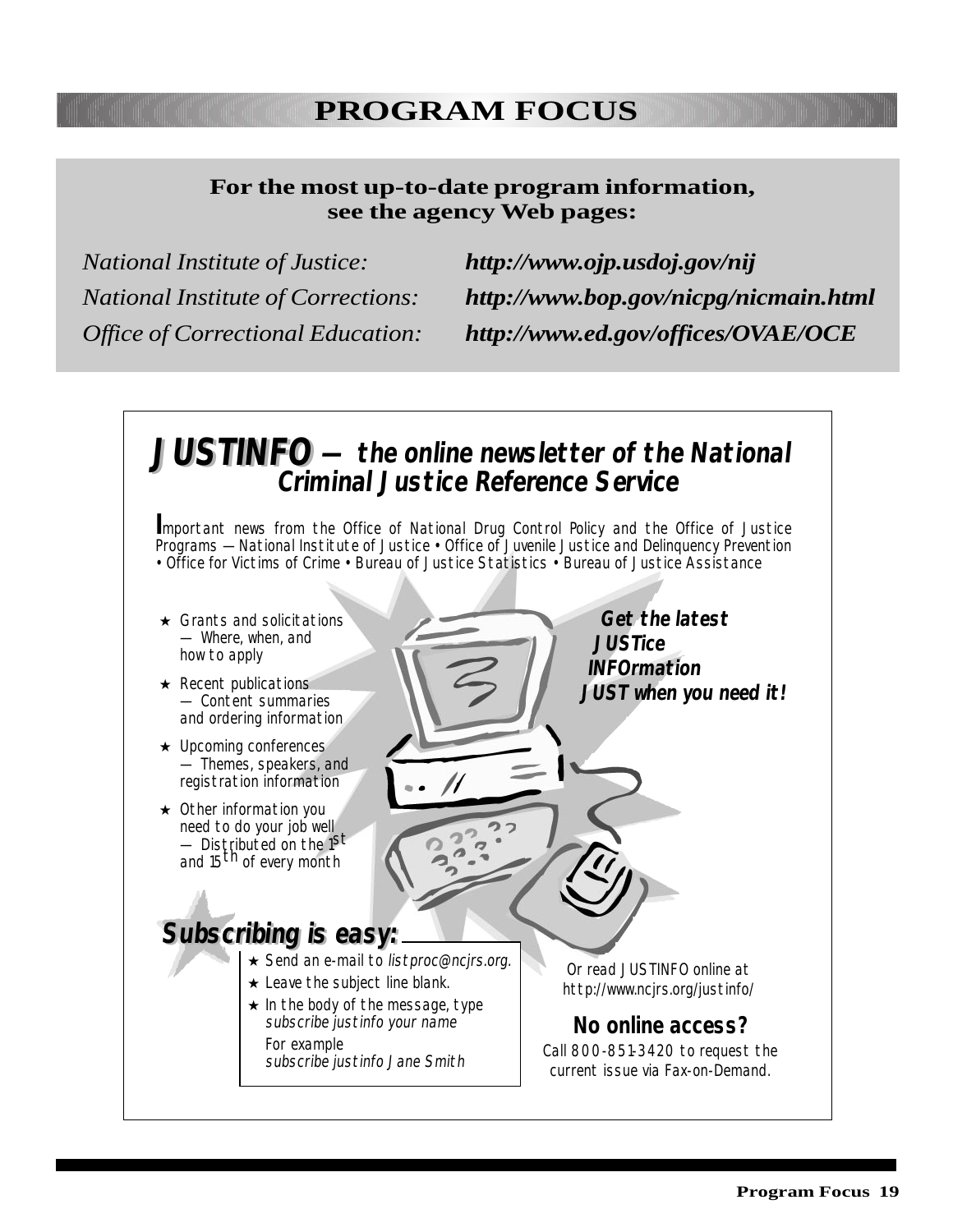# PROGRAM FOCUS

**For the most up-to-date program information, see the agency Web pages:**

| | |
|---|---|
| *National Institute of Justice:* | ***http://www.ojp.usdoj.gov/nij*** |
| *National Institute of Corrections:* | ***http://www.bop.gov/nicpg/nicmain.html*** |
| *Office of Correctional Education:* | ***http://www.ed.gov/offices/OVAE/OCE*** |

## *JUSTINFO — the online newsletter of the National Criminal Justice Reference Service*

Important news from the Office of National Drug Control Policy and the Office of Justice Programs — National Institute of Justice • Office of Juvenile Justice and Delinquency Prevention • Office for Victims of Crime • Bureau of Justice Statistics • Bureau of Justice Assistance

- ★ Grants and solicitations — Where, when, and how to apply
- ★ Recent publications — Content summaries and ordering information
- ★ Upcoming conferences — Themes, speakers, and registration information
- ★ Other information you need to do your job well — Distributed on the 1st and 15th of every month

***Get the latest JUSTice INFOrmation JUST when you need it!***

### *Subscribing is easy:*

- ★ Send an e-mail to *listproc@ncjrs.org.*
- ★ Leave the subject line blank.
- ★ In the body of the message, type *subscribe justinfo your name*

  For example
  *subscribe justinfo Jane Smith*

Or read JUSTINFO online at http://www.ncjrs.org/justinfo/

**No online access?**

Call 800-851-3420 to request the current issue via Fax-on-Demand.